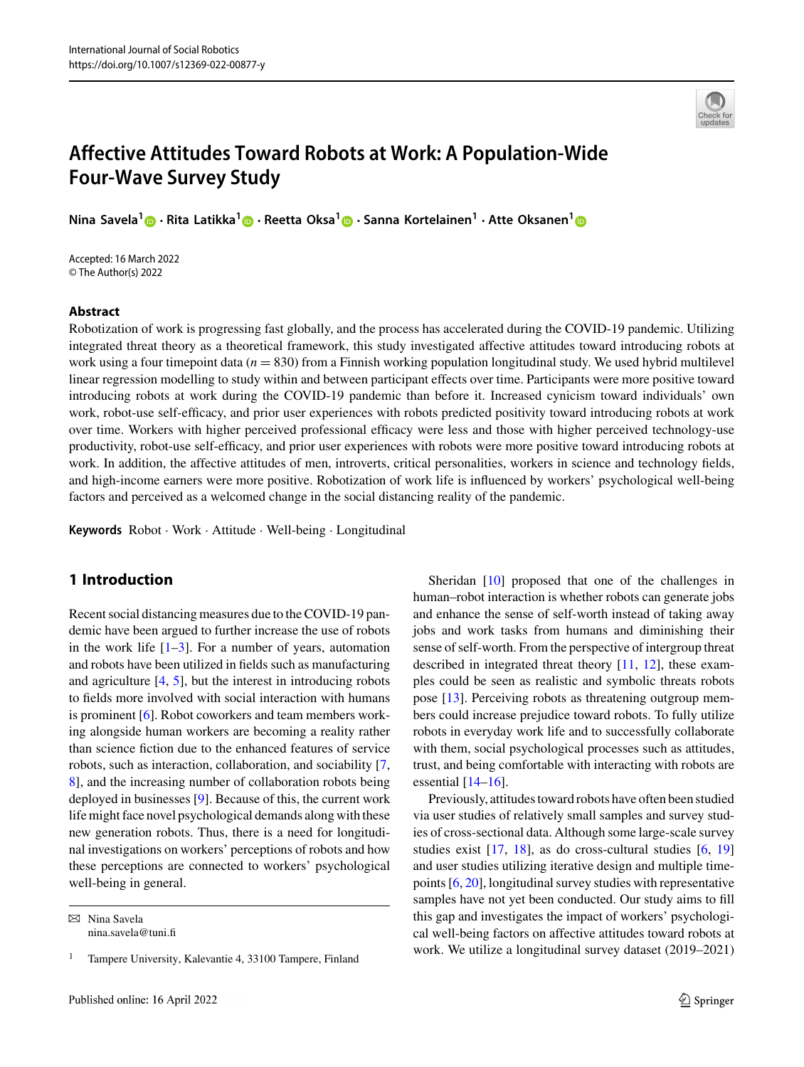# Affective Attitudes Toward Robots at Work: A Population-Wide Four-Wave Survey Study

**Nina Savela[1] · Rita Latikka[1] · Reetta Oksa[1] · Sanna Kortelainen[1] · Atte Oksanen[1]**

Accepted: 16 March 2022
© The Author(s) 2022

## Abstract

Robotization of work is progressing fast globally, and the process has accelerated during the COVID-19 pandemic. Utilizing integrated threat theory as a theoretical framework, this study investigated affective attitudes toward introducing robots at work using a four timepoint data ($n = 830$) from a Finnish working population longitudinal study. We used hybrid multilevel linear regression modelling to study within and between participant effects over time. Participants were more positive toward introducing robots at work during the COVID-19 pandemic than before it. Increased cynicism toward individuals' own work, robot-use self-efficacy, and prior user experiences with robots predicted positivity toward introducing robots at work over time. Workers with higher perceived professional efficacy were less and those with higher perceived technology-use productivity, robot-use self-efficacy, and prior user experiences with robots were more positive toward introducing robots at work. In addition, the affective attitudes of men, introverts, critical personalities, workers in science and technology fields, and high-income earners were more positive. Robotization of work life is influenced by workers' psychological well-being factors and perceived as a welcomed change in the social distancing reality of the pandemic.

**Keywords** Robot · Work · Attitude · Well-being · Longitudinal

## 1 Introduction

Recent social distancing measures due to the COVID-19 pandemic have been argued to further increase the use of robots in the work life [1–3]. For a number of years, automation and robots have been utilized in fields such as manufacturing and agriculture [4, 5], but the interest in introducing robots to fields more involved with social interaction with humans is prominent [6]. Robot coworkers and team members working alongside human workers are becoming a reality rather than science fiction due to the enhanced features of service robots, such as interaction, collaboration, and sociability [7, 8], and the increasing number of collaboration robots being deployed in businesses [9]. Because of this, the current work life might face novel psychological demands along with these new generation robots. Thus, there is a need for longitudinal investigations on workers' perceptions of robots and how these perceptions are connected to workers' psychological well-being in general.

Sheridan [10] proposed that one of the challenges in human–robot interaction is whether robots can generate jobs and enhance the sense of self-worth instead of taking away jobs and work tasks from humans and diminishing their sense of self-worth. From the perspective of intergroup threat described in integrated threat theory [11, 12], these examples could be seen as realistic and symbolic threats robots pose [13]. Perceiving robots as threatening outgroup members could increase prejudice toward robots. To fully utilize robots in everyday work life and to successfully collaborate with them, social psychological processes such as attitudes, trust, and being comfortable with interacting with robots are essential [14–16].

Previously, attitudes toward robots have often been studied via user studies of relatively small samples and survey studies of cross-sectional data. Although some large-scale survey studies exist [17, 18], as do cross-cultural studies [6, 19] and user studies utilizing iterative design and multiple timepoints [6, 20], longitudinal survey studies with representative samples have not yet been conducted. Our study aims to fill this gap and investigates the impact of workers' psychological well-being factors on affective attitudes toward robots at work. We utilize a longitudinal survey dataset (2019–2021)

✉ Nina Savela
nina.savela@tuni.fi

[1] Tampere University, Kalevantie 4, 33100 Tampere, Finland

Published online: 16 April 2022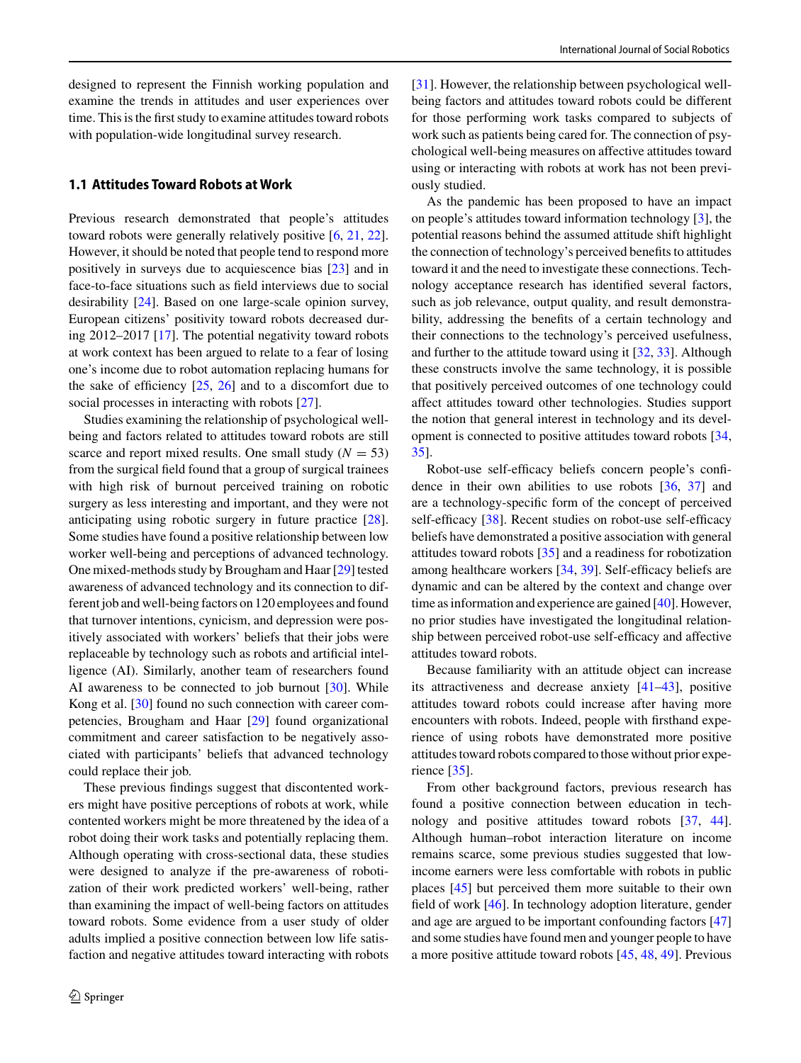designed to represent the Finnish working population and examine the trends in attitudes and user experiences over time. This is the first study to examine attitudes toward robots with population-wide longitudinal survey research.

### 1.1 Attitudes Toward Robots at Work

Previous research demonstrated that people's attitudes toward robots were generally relatively positive [6, 21, 22]. However, it should be noted that people tend to respond more positively in surveys due to acquiescence bias [23] and in face-to-face situations such as field interviews due to social desirability [24]. Based on one large-scale opinion survey, European citizens' positivity toward robots decreased during 2012–2017 [17]. The potential negativity toward robots at work context has been argued to relate to a fear of losing one's income due to robot automation replacing humans for the sake of efficiency [25, 26] and to a discomfort due to social processes in interacting with robots [27].

Studies examining the relationship of psychological well-being and factors related to attitudes toward robots are still scarce and report mixed results. One small study ($N = 53$) from the surgical field found that a group of surgical trainees with high risk of burnout perceived training on robotic surgery as less interesting and important, and they were not anticipating using robotic surgery in future practice [28]. Some studies have found a positive relationship between low worker well-being and perceptions of advanced technology. One mixed-methods study by Brougham and Haar [29] tested awareness of advanced technology and its connection to different job and well-being factors on 120 employees and found that turnover intentions, cynicism, and depression were positively associated with workers' beliefs that their jobs were replaceable by technology such as robots and artificial intelligence (AI). Similarly, another team of researchers found AI awareness to be connected to job burnout [30]. While Kong et al. [30] found no such connection with career competencies, Brougham and Haar [29] found organizational commitment and career satisfaction to be negatively associated with participants' beliefs that advanced technology could replace their job.

These previous findings suggest that discontented workers might have positive perceptions of robots at work, while contented workers might be more threatened by the idea of a robot doing their work tasks and potentially replacing them. Although operating with cross-sectional data, these studies were designed to analyze if the pre-awareness of robotization of their work predicted workers' well-being, rather than examining the impact of well-being factors on attitudes toward robots. Some evidence from a user study of older adults implied a positive connection between low life satisfaction and negative attitudes toward interacting with robots [31]. However, the relationship between psychological well-being factors and attitudes toward robots could be different for those performing work tasks compared to subjects of work such as patients being cared for. The connection of psychological well-being measures on affective attitudes toward using or interacting with robots at work has not been previously studied.

As the pandemic has been proposed to have an impact on people's attitudes toward information technology [3], the potential reasons behind the assumed attitude shift highlight the connection of technology's perceived benefits to attitudes toward it and the need to investigate these connections. Technology acceptance research has identified several factors, such as job relevance, output quality, and result demonstrability, addressing the benefits of a certain technology and their connections to the technology's perceived usefulness, and further to the attitude toward using it [32, 33]. Although these constructs involve the same technology, it is possible that positively perceived outcomes of one technology could affect attitudes toward other technologies. Studies support the notion that general interest in technology and its development is connected to positive attitudes toward robots [34, 35].

Robot-use self-efficacy beliefs concern people's confidence in their own abilities to use robots [36, 37] and are a technology-specific form of the concept of perceived self-efficacy [38]. Recent studies on robot-use self-efficacy beliefs have demonstrated a positive association with general attitudes toward robots [35] and a readiness for robotization among healthcare workers [34, 39]. Self-efficacy beliefs are dynamic and can be altered by the context and change over time as information and experience are gained [40]. However, no prior studies have investigated the longitudinal relationship between perceived robot-use self-efficacy and affective attitudes toward robots.

Because familiarity with an attitude object can increase its attractiveness and decrease anxiety [41–43], positive attitudes toward robots could increase after having more encounters with robots. Indeed, people with firsthand experience of using robots have demonstrated more positive attitudes toward robots compared to those without prior experience [35].

From other background factors, previous research has found a positive connection between education in technology and positive attitudes toward robots [37, 44]. Although human–robot interaction literature on income remains scarce, some previous studies suggested that low-income earners were less comfortable with robots in public places [45] but perceived them more suitable to their own field of work [46]. In technology adoption literature, gender and age are argued to be important confounding factors [47] and some studies have found men and younger people to have a more positive attitude toward robots [45, 48, 49]. Previous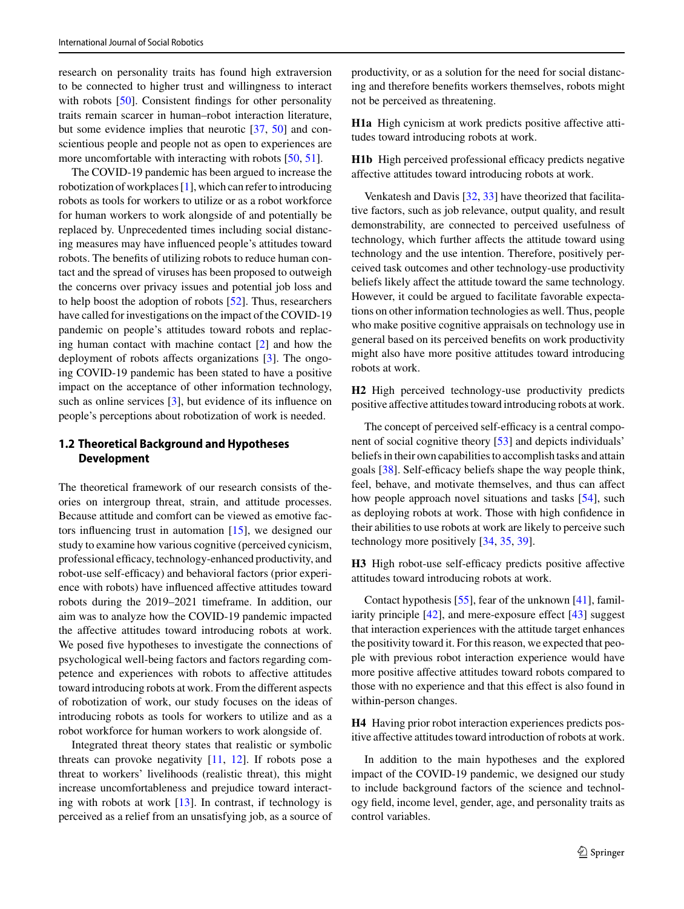research on personality traits has found high extraversion to be connected to higher trust and willingness to interact with robots [50]. Consistent findings for other personality traits remain scarcer in human–robot interaction literature, but some evidence implies that neurotic [37, 50] and conscientious people and people not as open to experiences are more uncomfortable with interacting with robots [50, 51].

The COVID-19 pandemic has been argued to increase the robotization of workplaces [1], which can refer to introducing robots as tools for workers to utilize or as a robot workforce for human workers to work alongside of and potentially be replaced by. Unprecedented times including social distancing measures may have influenced people's attitudes toward robots. The benefits of utilizing robots to reduce human contact and the spread of viruses has been proposed to outweigh the concerns over privacy issues and potential job loss and to help boost the adoption of robots [52]. Thus, researchers have called for investigations on the impact of the COVID-19 pandemic on people's attitudes toward robots and replacing human contact with machine contact [2] and how the deployment of robots affects organizations [3]. The ongoing COVID-19 pandemic has been stated to have a positive impact on the acceptance of other information technology, such as online services [3], but evidence of its influence on people's perceptions about robotization of work is needed.

### 1.2 Theoretical Background and Hypotheses Development

The theoretical framework of our research consists of theories on intergroup threat, strain, and attitude processes. Because attitude and comfort can be viewed as emotive factors influencing trust in automation [15], we designed our study to examine how various cognitive (perceived cynicism, professional efficacy, technology-enhanced productivity, and robot-use self-efficacy) and behavioral factors (prior experience with robots) have influenced affective attitudes toward robots during the 2019–2021 timeframe. In addition, our aim was to analyze how the COVID-19 pandemic impacted the affective attitudes toward introducing robots at work. We posed five hypotheses to investigate the connections of psychological well-being factors and factors regarding competence and experiences with robots to affective attitudes toward introducing robots at work. From the different aspects of robotization of work, our study focuses on the ideas of introducing robots as tools for workers to utilize and as a robot workforce for human workers to work alongside of.

Integrated threat theory states that realistic or symbolic threats can provoke negativity [11, 12]. If robots pose a threat to workers' livelihoods (realistic threat), this might increase uncomfortableness and prejudice toward interacting with robots at work [13]. In contrast, if technology is perceived as a relief from an unsatisfying job, as a source of productivity, or as a solution for the need for social distancing and therefore benefits workers themselves, robots might not be perceived as threatening.

**H1a** High cynicism at work predicts positive affective attitudes toward introducing robots at work.

**H1b** High perceived professional efficacy predicts negative affective attitudes toward introducing robots at work.

Venkatesh and Davis [32, 33] have theorized that facilitative factors, such as job relevance, output quality, and result demonstrability, are connected to perceived usefulness of technology, which further affects the attitude toward using technology and the use intention. Therefore, positively perceived task outcomes and other technology-use productivity beliefs likely affect the attitude toward the same technology. However, it could be argued to facilitate favorable expectations on other information technologies as well. Thus, people who make positive cognitive appraisals on technology use in general based on its perceived benefits on work productivity might also have more positive attitudes toward introducing robots at work.

**H2** High perceived technology-use productivity predicts positive affective attitudes toward introducing robots at work.

The concept of perceived self-efficacy is a central component of social cognitive theory [53] and depicts individuals' beliefs in their own capabilities to accomplish tasks and attain goals [38]. Self-efficacy beliefs shape the way people think, feel, behave, and motivate themselves, and thus can affect how people approach novel situations and tasks [54], such as deploying robots at work. Those with high confidence in their abilities to use robots at work are likely to perceive such technology more positively [34, 35, 39].

**H3** High robot-use self-efficacy predicts positive affective attitudes toward introducing robots at work.

Contact hypothesis [55], fear of the unknown [41], familiarity principle [42], and mere-exposure effect [43] suggest that interaction experiences with the attitude target enhances the positivity toward it. For this reason, we expected that people with previous robot interaction experience would have more positive affective attitudes toward robots compared to those with no experience and that this effect is also found in within-person changes.

**H4** Having prior robot interaction experiences predicts positive affective attitudes toward introduction of robots at work.

In addition to the main hypotheses and the explored impact of the COVID-19 pandemic, we designed our study to include background factors of the science and technology field, income level, gender, age, and personality traits as control variables.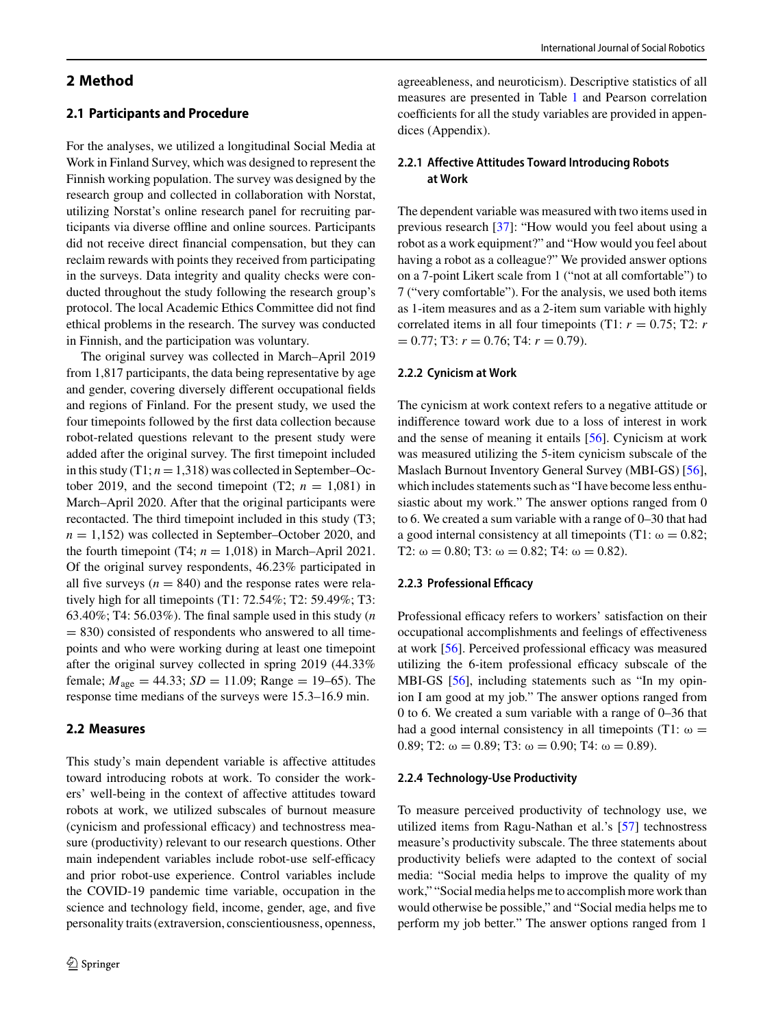## 2 Method

### 2.1 Participants and Procedure

For the analyses, we utilized a longitudinal Social Media at Work in Finland Survey, which was designed to represent the Finnish working population. The survey was designed by the research group and collected in collaboration with Norstat, utilizing Norstat's online research panel for recruiting participants via diverse offline and online sources. Participants did not receive direct financial compensation, but they can reclaim rewards with points they received from participating in the surveys. Data integrity and quality checks were conducted throughout the study following the research group's protocol. The local Academic Ethics Committee did not find ethical problems in the research. The survey was conducted in Finnish, and the participation was voluntary.

The original survey was collected in March–April 2019 from 1,817 participants, the data being representative by age and gender, covering diversely different occupational fields and regions of Finland. For the present study, we used the four timepoints followed by the first data collection because robot-related questions relevant to the present study were added after the original survey. The first timepoint included in this study (T1; $n = 1{,}318$) was collected in September–October 2019, and the second timepoint (T2; $n = 1{,}081$) in March–April 2020. After that the original participants were recontacted. The third timepoint included in this study (T3; $n = 1{,}152$) was collected in September–October 2020, and the fourth timepoint (T4; $n = 1{,}018$) in March–April 2021. Of the original survey respondents, 46.23% participated in all five surveys ($n = 840$) and the response rates were relatively high for all timepoints (T1: 72.54%; T2: 59.49%; T3: 63.40%; T4: 56.03%). The final sample used in this study ($n = 830$) consisted of respondents who answered to all timepoints and who were working during at least one timepoint after the original survey collected in spring 2019 (44.33% female; $M_{\text{age}} = 44.33$; $SD = 11.09$; Range = 19–65). The response time medians of the surveys were 15.3–16.9 min.

### 2.2 Measures

This study's main dependent variable is affective attitudes toward introducing robots at work. To consider the workers' well-being in the context of affective attitudes toward robots at work, we utilized subscales of burnout measure (cynicism and professional efficacy) and technostress measure (productivity) relevant to our research questions. Other main independent variables include robot-use self-efficacy and prior robot-use experience. Control variables include the COVID-19 pandemic time variable, occupation in the science and technology field, income, gender, age, and five personality traits (extraversion, conscientiousness, openness, agreeableness, and neuroticism). Descriptive statistics of all measures are presented in Table 1 and Pearson correlation coefficients for all the study variables are provided in appendices (Appendix).

#### 2.2.1 Affective Attitudes Toward Introducing Robots at Work

The dependent variable was measured with two items used in previous research [37]: "How would you feel about using a robot as a work equipment?" and "How would you feel about having a robot as a colleague?" We provided answer options on a 7-point Likert scale from 1 ("not at all comfortable") to 7 ("very comfortable"). For the analysis, we used both items as 1-item measures and as a 2-item sum variable with highly correlated items in all four timepoints (T1: $r = 0.75$; T2: $r = 0.77$; T3: $r = 0.76$; T4: $r = 0.79$).

#### 2.2.2 Cynicism at Work

The cynicism at work context refers to a negative attitude or indifference toward work due to a loss of interest in work and the sense of meaning it entails [56]. Cynicism at work was measured utilizing the 5-item cynicism subscale of the Maslach Burnout Inventory General Survey (MBI-GS) [56], which includes statements such as "I have become less enthusiastic about my work." The answer options ranged from 0 to 6. We created a sum variable with a range of 0–30 that had a good internal consistency at all timepoints (T1: $\omega = 0.82$; T2: $\omega = 0.80$; T3: $\omega = 0.82$; T4: $\omega = 0.82$).

#### 2.2.3 Professional Efficacy

Professional efficacy refers to workers' satisfaction on their occupational accomplishments and feelings of effectiveness at work [56]. Perceived professional efficacy was measured utilizing the 6-item professional efficacy subscale of the MBI-GS [56], including statements such as "In my opinion I am good at my job." The answer options ranged from 0 to 6. We created a sum variable with a range of 0–36 that had a good internal consistency in all timepoints (T1: $\omega = 0.89$; T2: $\omega = 0.89$; T3: $\omega = 0.90$; T4: $\omega = 0.89$).

#### 2.2.4 Technology-Use Productivity

To measure perceived productivity of technology use, we utilized items from Ragu-Nathan et al.'s [57] technostress measure's productivity subscale. The three statements about productivity beliefs were adapted to the context of social media: "Social media helps to improve the quality of my work," "Social media helps me to accomplish more work than would otherwise be possible," and "Social media helps me to perform my job better." The answer options ranged from 1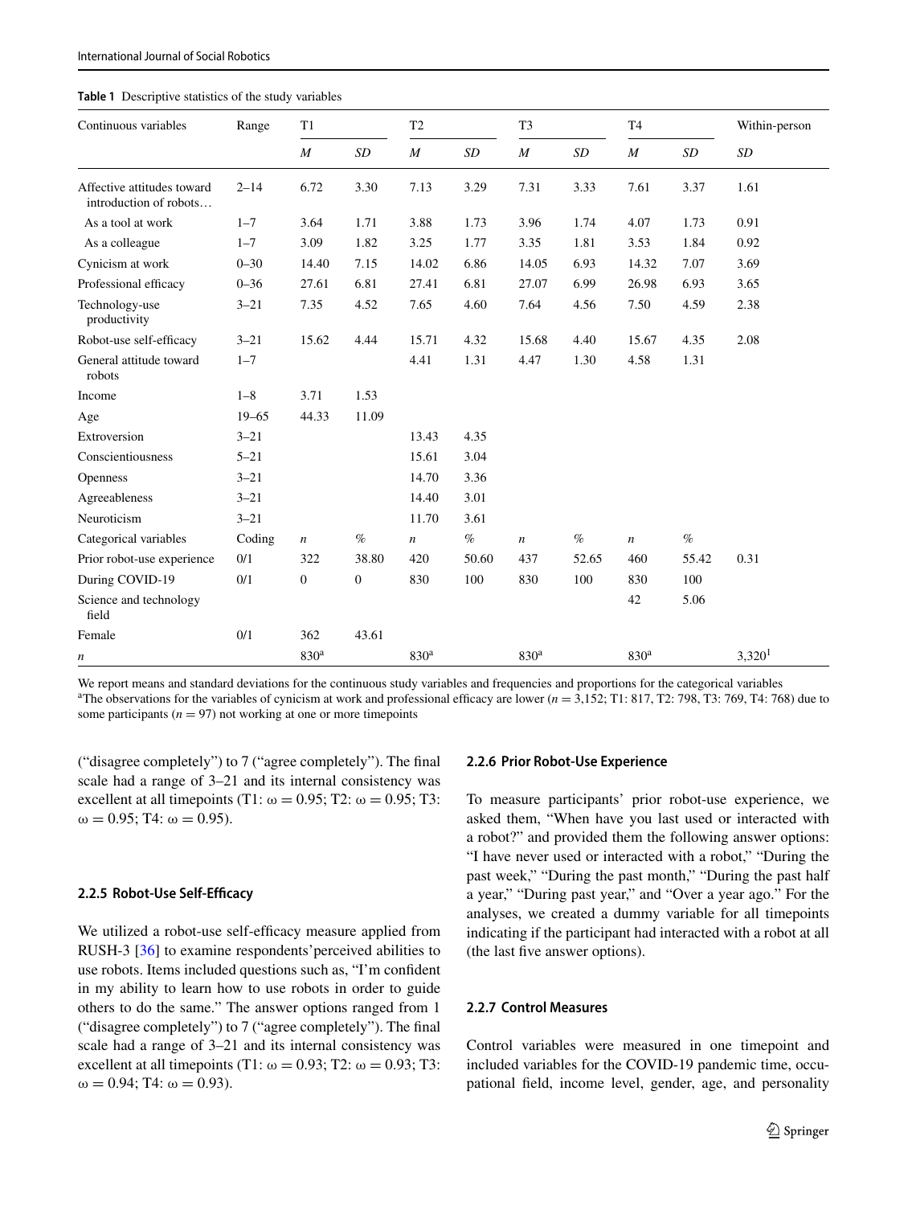**Table 1** Descriptive statistics of the study variables

| Continuous variables | Range | T1 | | T2 | | T3 | | T4 | | Within-person |
|---|---|---|---|---|---|---|---|---|---|---|
| | | *M* | *SD* | *M* | *SD* | *M* | *SD* | *M* | *SD* | *SD* |
| Affective attitudes toward introduction of robots… | 2–14 | 6.72 | 3.30 | 7.13 | 3.29 | 7.31 | 3.33 | 7.61 | 3.37 | 1.61 |
| As a tool at work | 1–7 | 3.64 | 1.71 | 3.88 | 1.73 | 3.96 | 1.74 | 4.07 | 1.73 | 0.91 |
| As a colleague | 1–7 | 3.09 | 1.82 | 3.25 | 1.77 | 3.35 | 1.81 | 3.53 | 1.84 | 0.92 |
| Cynicism at work | 0–30 | 14.40 | 7.15 | 14.02 | 6.86 | 14.05 | 6.93 | 14.32 | 7.07 | 3.69 |
| Professional efficacy | 0–36 | 27.61 | 6.81 | 27.41 | 6.81 | 27.07 | 6.99 | 26.98 | 6.93 | 3.65 |
| Technology-use productivity | 3–21 | 7.35 | 4.52 | 7.65 | 4.60 | 7.64 | 4.56 | 7.50 | 4.59 | 2.38 |
| Robot-use self-efficacy | 3–21 | 15.62 | 4.44 | 15.71 | 4.32 | 15.68 | 4.40 | 15.67 | 4.35 | 2.08 |
| General attitude toward robots | 1–7 | | | 4.41 | 1.31 | 4.47 | 1.30 | 4.58 | 1.31 | |
| Income | 1–8 | 3.71 | 1.53 | | | | | | | |
| Age | 19–65 | 44.33 | 11.09 | | | | | | | |
| Extroversion | 3–21 | | | 13.43 | 4.35 | | | | | |
| Conscientiousness | 5–21 | | | 15.61 | 3.04 | | | | | |
| Openness | 3–21 | | | 14.70 | 3.36 | | | | | |
| Agreeableness | 3–21 | | | 14.40 | 3.01 | | | | | |
| Neuroticism | 3–21 | | | 11.70 | 3.61 | | | | | |
| Categorical variables | Coding | *n* | % | *n* | % | *n* | % | *n* | % | |
| Prior robot-use experience | 0/1 | 322 | 38.80 | 420 | 50.60 | 437 | 52.65 | 460 | 55.42 | 0.31 |
| During COVID-19 | 0/1 | 0 | 0 | 830 | 100 | 830 | 100 | 830 | 100 | |
| Science and technology field | | | | | | | | 42 | 5.06 | |
| Female | 0/1 | 362 | 43.61 | | | | | | | |
| *n* | | 830[a] | | 830[a] | | 830[a] | | 830[a] | | 3,320[1] |

We report means and standard deviations for the continuous study variables and frequencies and proportions for the categorical variables

[a]The observations for the variables of cynicism at work and professional efficacy are lower ($n = 3{,}152$; T1: 817, T2: 798, T3: 769, T4: 768) due to some participants ($n = 97$) not working at one or more timepoints

("disagree completely") to 7 ("agree completely"). The final scale had a range of 3–21 and its internal consistency was excellent at all timepoints (T1: $\omega = 0.95$; T2: $\omega = 0.95$; T3: $\omega = 0.95$; T4: $\omega = 0.95$).

#### 2.2.5 Robot-Use Self-Efficacy

We utilized a robot-use self-efficacy measure applied from RUSH-3 [36] to examine respondents' perceived abilities to use robots. Items included questions such as, "I'm confident in my ability to learn how to use robots in order to guide others to do the same." The answer options ranged from 1 ("disagree completely") to 7 ("agree completely"). The final scale had a range of 3–21 and its internal consistency was excellent at all timepoints (T1: $\omega = 0.93$; T2: $\omega = 0.93$; T3: $\omega = 0.94$; T4: $\omega = 0.93$).

#### 2.2.6 Prior Robot-Use Experience

To measure participants' prior robot-use experience, we asked them, "When have you last used or interacted with a robot?" and provided them the following answer options: "I have never used or interacted with a robot," "During the past week," "During the past month," "During the past half a year," "During past year," and "Over a year ago." For the analyses, we created a dummy variable for all timepoints indicating if the participant had interacted with a robot at all (the last five answer options).

#### 2.2.7 Control Measures

Control variables were measured in one timepoint and included variables for the COVID-19 pandemic time, occupational field, income level, gender, age, and personality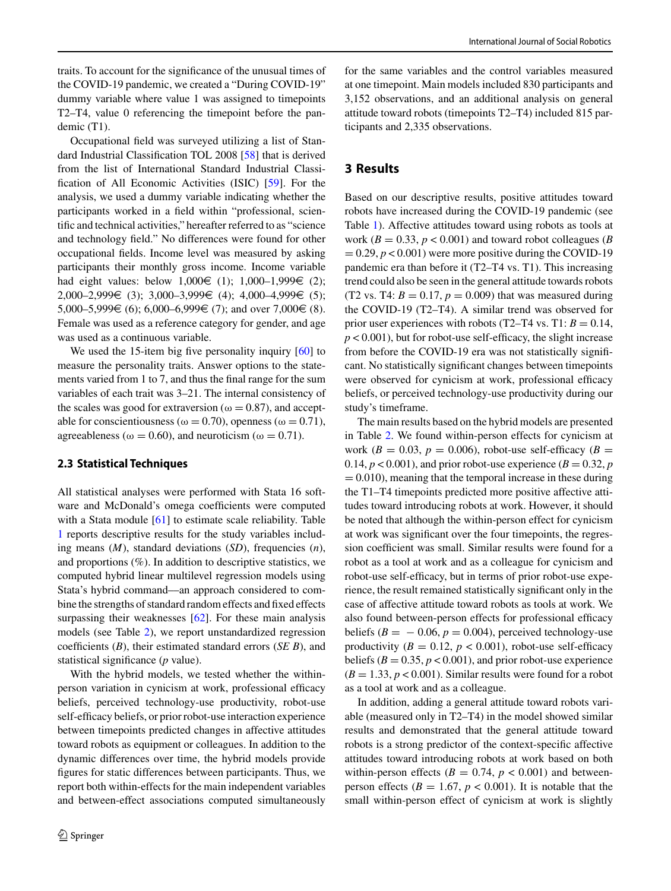traits. To account for the significance of the unusual times of the COVID-19 pandemic, we created a "During COVID-19" dummy variable where value 1 was assigned to timepoints T2–T4, value 0 referencing the timepoint before the pandemic (T1).

Occupational field was surveyed utilizing a list of Standard Industrial Classification TOL 2008 [58] that is derived from the list of International Standard Industrial Classification of All Economic Activities (ISIC) [59]. For the analysis, we used a dummy variable indicating whether the participants worked in a field within "professional, scientific and technical activities," hereafter referred to as "science and technology field." No differences were found for other occupational fields. Income level was measured by asking participants their monthly gross income. Income variable had eight values: below 1,000€ (1); 1,000–1,999€ (2); 2,000–2,999€ (3); 3,000–3,999€ (4); 4,000–4,999€ (5); 5,000–5,999€ (6); 6,000–6,999€ (7); and over 7,000€ (8). Female was used as a reference category for gender, and age was used as a continuous variable.

We used the 15-item big five personality inquiry [60] to measure the personality traits. Answer options to the statements varied from 1 to 7, and thus the final range for the sum variables of each trait was 3–21. The internal consistency of the scales was good for extraversion ($\omega = 0.87$), and acceptable for conscientiousness ($\omega = 0.70$), openness ($\omega = 0.71$), agreeableness ($\omega = 0.60$), and neuroticism ($\omega = 0.71$).

### 2.3 Statistical Techniques

All statistical analyses were performed with Stata 16 software and McDonald's omega coefficients were computed with a Stata module [61] to estimate scale reliability. Table 1 reports descriptive results for the study variables including means ($M$), standard deviations ($SD$), frequencies ($n$), and proportions (%). In addition to descriptive statistics, we computed hybrid linear multilevel regression models using Stata's hybrid command—an approach considered to combine the strengths of standard random effects and fixed effects surpassing their weaknesses [62]. For these main analysis models (see Table 2), we report unstandardized regression coefficients ($B$), their estimated standard errors ($SE$ $B$), and statistical significance ($p$ value).

With the hybrid models, we tested whether the within-person variation in cynicism at work, professional efficacy beliefs, perceived technology-use productivity, robot-use self-efficacy beliefs, or prior robot-use interaction experience between timepoints predicted changes in affective attitudes toward robots as equipment or colleagues. In addition to the dynamic differences over time, the hybrid models provide figures for static differences between participants. Thus, we report both within-effects for the main independent variables and between-effect associations computed simultaneously for the same variables and the control variables measured at one timepoint. Main models included 830 participants and 3,152 observations, and an additional analysis on general attitude toward robots (timepoints T2–T4) included 815 participants and 2,335 observations.

## 3 Results

Based on our descriptive results, positive attitudes toward robots have increased during the COVID-19 pandemic (see Table 1). Affective attitudes toward using robots as tools at work ($B = 0.33$, $p < 0.001$) and toward robot colleagues ($B = 0.29$, $p < 0.001$) were more positive during the COVID-19 pandemic era than before it (T2–T4 vs. T1). This increasing trend could also be seen in the general attitude towards robots (T2 vs. T4: $B = 0.17$, $p = 0.009$) that was measured during the COVID-19 (T2–T4). A similar trend was observed for prior user experiences with robots (T2–T4 vs. T1: $B = 0.14$, $p < 0.001$), but for robot-use self-efficacy, the slight increase from before the COVID-19 era was not statistically significant. No statistically significant changes between timepoints were observed for cynicism at work, professional efficacy beliefs, or perceived technology-use productivity during our study's timeframe.

The main results based on the hybrid models are presented in Table 2. We found within-person effects for cynicism at work ($B = 0.03$, $p = 0.006$), robot-use self-efficacy ($B = 0.14$, $p < 0.001$), and prior robot-use experience ($B = 0.32$, $p = 0.010$), meaning that the temporal increase in these during the T1–T4 timepoints predicted more positive affective attitudes toward introducing robots at work. However, it should be noted that although the within-person effect for cynicism at work was significant over the four timepoints, the regression coefficient was small. Similar results were found for a robot as a tool at work and as a colleague for cynicism and robot-use self-efficacy, but in terms of prior robot-use experience, the result remained statistically significant only in the case of affective attitude toward robots as tools at work. We also found between-person effects for professional efficacy beliefs ($B = -0.06$, $p = 0.004$), perceived technology-use productivity ($B = 0.12$, $p < 0.001$), robot-use self-efficacy beliefs ($B = 0.35$, $p < 0.001$), and prior robot-use experience ($B = 1.33$, $p < 0.001$). Similar results were found for a robot as a tool at work and as a colleague.

In addition, adding a general attitude toward robots variable (measured only in T2–T4) in the model showed similar results and demonstrated that the general attitude toward robots is a strong predictor of the context-specific affective attitudes toward introducing robots at work based on both within-person effects ($B = 0.74$, $p < 0.001$) and between-person effects ($B = 1.67$, $p < 0.001$). It is notable that the small within-person effect of cynicism at work is slightly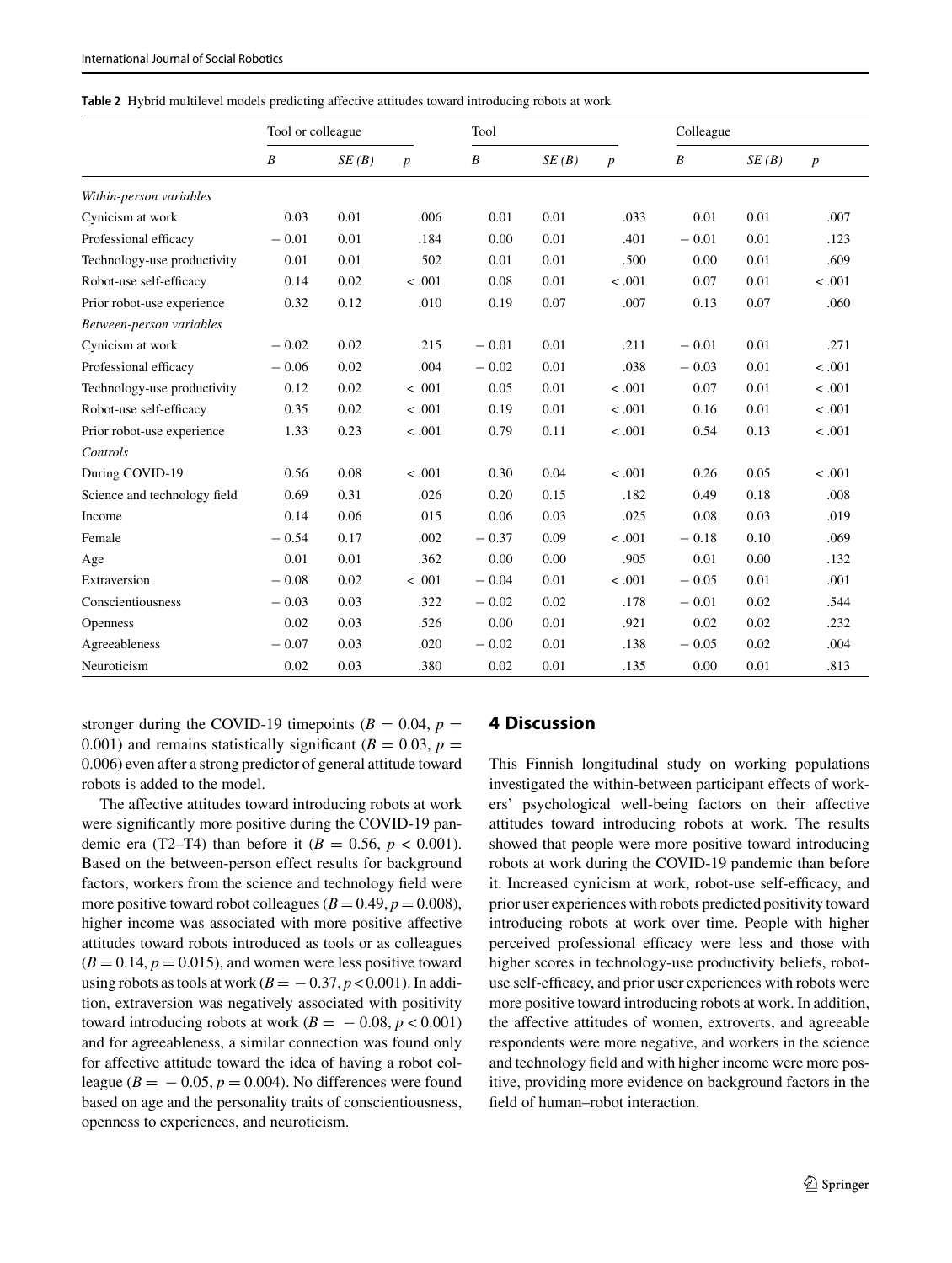**Table 2** Hybrid multilevel models predicting affective attitudes toward introducing robots at work

| | Tool or colleague | | | Tool | | | Colleague | | |
|---|---|---|---|---|---|---|---|---|---|
| | *B* | *SE (B)* | *p* | *B* | *SE (B)* | *p* | *B* | *SE (B)* | *p* |
| *Within-person variables* | | | | | | | | | |
| Cynicism at work | 0.03 | 0.01 | .006 | 0.01 | 0.01 | .033 | 0.01 | 0.01 | .007 |
| Professional efficacy | − 0.01 | 0.01 | .184 | 0.00 | 0.01 | .401 | − 0.01 | 0.01 | .123 |
| Technology-use productivity | 0.01 | 0.01 | .502 | 0.01 | 0.01 | .500 | 0.00 | 0.01 | .609 |
| Robot-use self-efficacy | 0.14 | 0.02 | < .001 | 0.08 | 0.01 | < .001 | 0.07 | 0.01 | < .001 |
| Prior robot-use experience | 0.32 | 0.12 | .010 | 0.19 | 0.07 | .007 | 0.13 | 0.07 | .060 |
| *Between-person variables* | | | | | | | | | |
| Cynicism at work | − 0.02 | 0.02 | .215 | − 0.01 | 0.01 | .211 | − 0.01 | 0.01 | .271 |
| Professional efficacy | − 0.06 | 0.02 | .004 | − 0.02 | 0.01 | .038 | − 0.03 | 0.01 | < .001 |
| Technology-use productivity | 0.12 | 0.02 | < .001 | 0.05 | 0.01 | < .001 | 0.07 | 0.01 | < .001 |
| Robot-use self-efficacy | 0.35 | 0.02 | < .001 | 0.19 | 0.01 | < .001 | 0.16 | 0.01 | < .001 |
| Prior robot-use experience | 1.33 | 0.23 | < .001 | 0.79 | 0.11 | < .001 | 0.54 | 0.13 | < .001 |
| *Controls* | | | | | | | | | |
| During COVID-19 | 0.56 | 0.08 | < .001 | 0.30 | 0.04 | < .001 | 0.26 | 0.05 | < .001 |
| Science and technology field | 0.69 | 0.31 | .026 | 0.20 | 0.15 | .182 | 0.49 | 0.18 | .008 |
| Income | 0.14 | 0.06 | .015 | 0.06 | 0.03 | .025 | 0.08 | 0.03 | .019 |
| Female | − 0.54 | 0.17 | .002 | − 0.37 | 0.09 | < .001 | − 0.18 | 0.10 | .069 |
| Age | 0.01 | 0.01 | .362 | 0.00 | 0.00 | .905 | 0.01 | 0.00 | .132 |
| Extraversion | − 0.08 | 0.02 | < .001 | − 0.04 | 0.01 | < .001 | − 0.05 | 0.01 | .001 |
| Conscientiousness | − 0.03 | 0.03 | .322 | − 0.02 | 0.02 | .178 | − 0.01 | 0.02 | .544 |
| Openness | 0.02 | 0.03 | .526 | 0.00 | 0.01 | .921 | 0.02 | 0.02 | .232 |
| Agreeableness | − 0.07 | 0.03 | .020 | − 0.02 | 0.01 | .138 | − 0.05 | 0.02 | .004 |
| Neuroticism | 0.02 | 0.03 | .380 | 0.02 | 0.01 | .135 | 0.00 | 0.01 | .813 |

stronger during the COVID-19 timepoints ($B = 0.04$, $p = 0.001$) and remains statistically significant ($B = 0.03$, $p = 0.006$) even after a strong predictor of general attitude toward robots is added to the model.

The affective attitudes toward introducing robots at work were significantly more positive during the COVID-19 pandemic era (T2–T4) than before it ($B = 0.56$, $p < 0.001$). Based on the between-person effect results for background factors, workers from the science and technology field were more positive toward robot colleagues ($B = 0.49$, $p = 0.008$), higher income was associated with more positive affective attitudes toward robots introduced as tools or as colleagues ($B = 0.14$, $p = 0.015$), and women were less positive toward using robots as tools at work ($B = -0.37$, $p < 0.001$). In addition, extraversion was negatively associated with positivity toward introducing robots at work ($B = -0.08$, $p < 0.001$) and for agreeableness, a similar connection was found only for affective attitude toward the idea of having a robot colleague ($B = -0.05$, $p = 0.004$). No differences were found based on age and the personality traits of conscientiousness, openness to experiences, and neuroticism.

## 4 Discussion

This Finnish longitudinal study on working populations investigated the within-between participant effects of workers' psychological well-being factors on their affective attitudes toward introducing robots at work. The results showed that people were more positive toward introducing robots at work during the COVID-19 pandemic than before it. Increased cynicism at work, robot-use self-efficacy, and prior user experiences with robots predicted positivity toward introducing robots at work over time. People with higher perceived professional efficacy were less and those with higher scores in technology-use productivity beliefs, robot-use self-efficacy, and prior user experiences with robots were more positive toward introducing robots at work. In addition, the affective attitudes of women, extroverts, and agreeable respondents were more negative, and workers in the science and technology field and with higher income were more positive, providing more evidence on background factors in the field of human–robot interaction.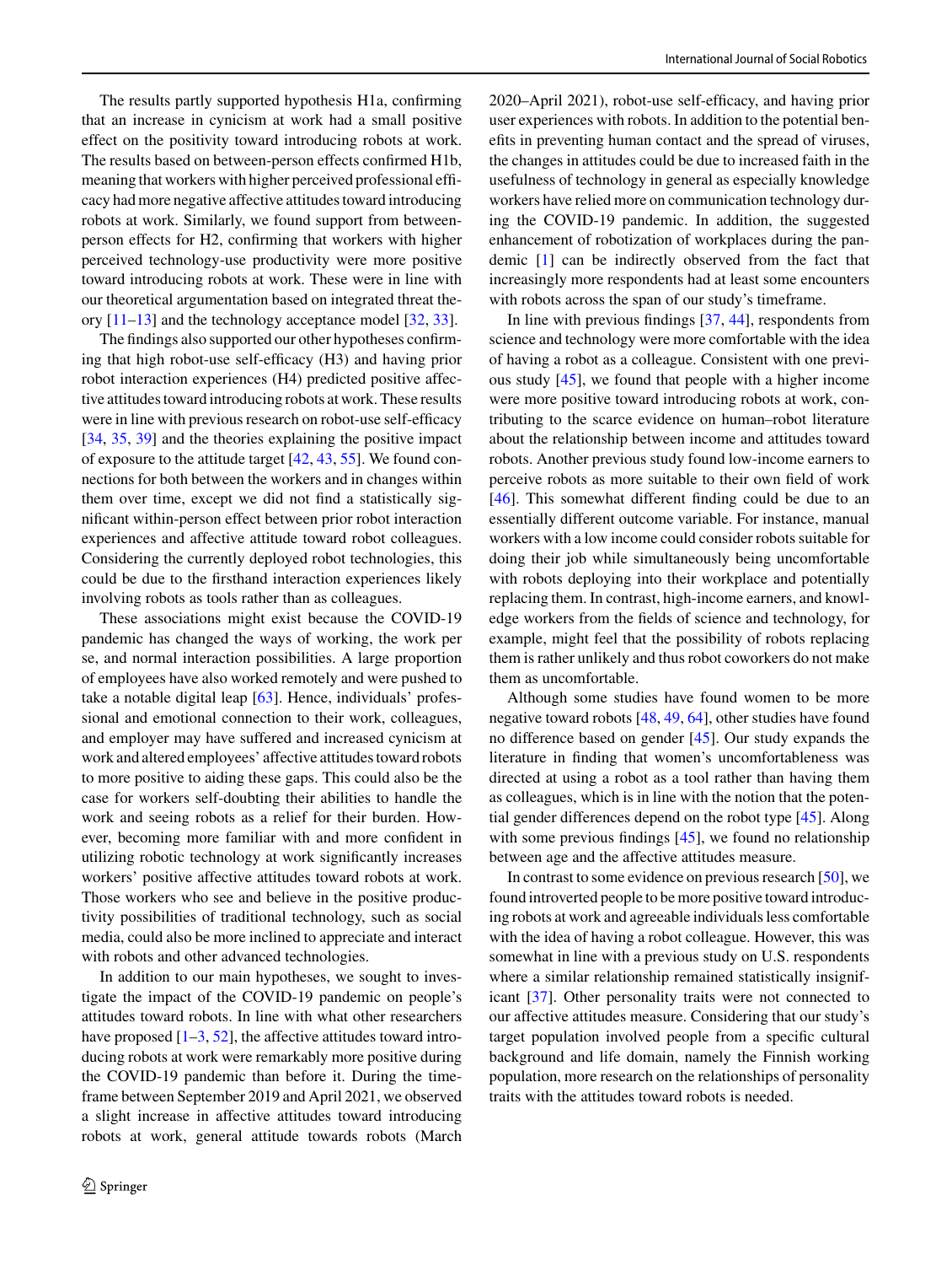The results partly supported hypothesis H1a, confirming that an increase in cynicism at work had a small positive effect on the positivity toward introducing robots at work. The results based on between-person effects confirmed H1b, meaning that workers with higher perceived professional efficacy had more negative affective attitudes toward introducing robots at work. Similarly, we found support from between-person effects for H2, confirming that workers with higher perceived technology-use productivity were more positive toward introducing robots at work. These were in line with our theoretical argumentation based on integrated threat theory [11–13] and the technology acceptance model [32, 33].

The findings also supported our other hypotheses confirming that high robot-use self-efficacy (H3) and having prior robot interaction experiences (H4) predicted positive affective attitudes toward introducing robots at work. These results were in line with previous research on robot-use self-efficacy [34, 35, 39] and the theories explaining the positive impact of exposure to the attitude target [42, 43, 55]. We found connections for both between the workers and in changes within them over time, except we did not find a statistically significant within-person effect between prior robot interaction experiences and affective attitude toward robot colleagues. Considering the currently deployed robot technologies, this could be due to the firsthand interaction experiences likely involving robots as tools rather than as colleagues.

These associations might exist because the COVID-19 pandemic has changed the ways of working, the work per se, and normal interaction possibilities. A large proportion of employees have also worked remotely and were pushed to take a notable digital leap [63]. Hence, individuals' professional and emotional connection to their work, colleagues, and employer may have suffered and increased cynicism at work and altered employees' affective attitudes toward robots to more positive to aiding these gaps. This could also be the case for workers self-doubting their abilities to handle the work and seeing robots as a relief for their burden. However, becoming more familiar with and more confident in utilizing robotic technology at work significantly increases workers' positive affective attitudes toward robots at work. Those workers who see and believe in the positive productivity possibilities of traditional technology, such as social media, could also be more inclined to appreciate and interact with robots and other advanced technologies.

In addition to our main hypotheses, we sought to investigate the impact of the COVID-19 pandemic on people's attitudes toward robots. In line with what other researchers have proposed [1–3, 52], the affective attitudes toward introducing robots at work were remarkably more positive during the COVID-19 pandemic than before it. During the timeframe between September 2019 and April 2021, we observed a slight increase in affective attitudes toward introducing robots at work, general attitude towards robots (March 2020–April 2021), robot-use self-efficacy, and having prior user experiences with robots. In addition to the potential benefits in preventing human contact and the spread of viruses, the changes in attitudes could be due to increased faith in the usefulness of technology in general as especially knowledge workers have relied more on communication technology during the COVID-19 pandemic. In addition, the suggested enhancement of robotization of workplaces during the pandemic [1] can be indirectly observed from the fact that increasingly more respondents had at least some encounters with robots across the span of our study's timeframe.

In line with previous findings [37, 44], respondents from science and technology were more comfortable with the idea of having a robot as a colleague. Consistent with one previous study [45], we found that people with a higher income were more positive toward introducing robots at work, contributing to the scarce evidence on human–robot literature about the relationship between income and attitudes toward robots. Another previous study found low-income earners to perceive robots as more suitable to their own field of work [46]. This somewhat different finding could be due to an essentially different outcome variable. For instance, manual workers with a low income could consider robots suitable for doing their job while simultaneously being uncomfortable with robots deploying into their workplace and potentially replacing them. In contrast, high-income earners, and knowledge workers from the fields of science and technology, for example, might feel that the possibility of robots replacing them is rather unlikely and thus robot coworkers do not make them as uncomfortable.

Although some studies have found women to be more negative toward robots [48, 49, 64], other studies have found no difference based on gender [45]. Our study expands the literature in finding that women's uncomfortableness was directed at using a robot as a tool rather than having them as colleagues, which is in line with the notion that the potential gender differences depend on the robot type [45]. Along with some previous findings [45], we found no relationship between age and the affective attitudes measure.

In contrast to some evidence on previous research [50], we found introverted people to be more positive toward introducing robots at work and agreeable individuals less comfortable with the idea of having a robot colleague. However, this was somewhat in line with a previous study on U.S. respondents where a similar relationship remained statistically insignificant [37]. Other personality traits were not connected to our affective attitudes measure. Considering that our study's target population involved people from a specific cultural background and life domain, namely the Finnish working population, more research on the relationships of personality traits with the attitudes toward robots is needed.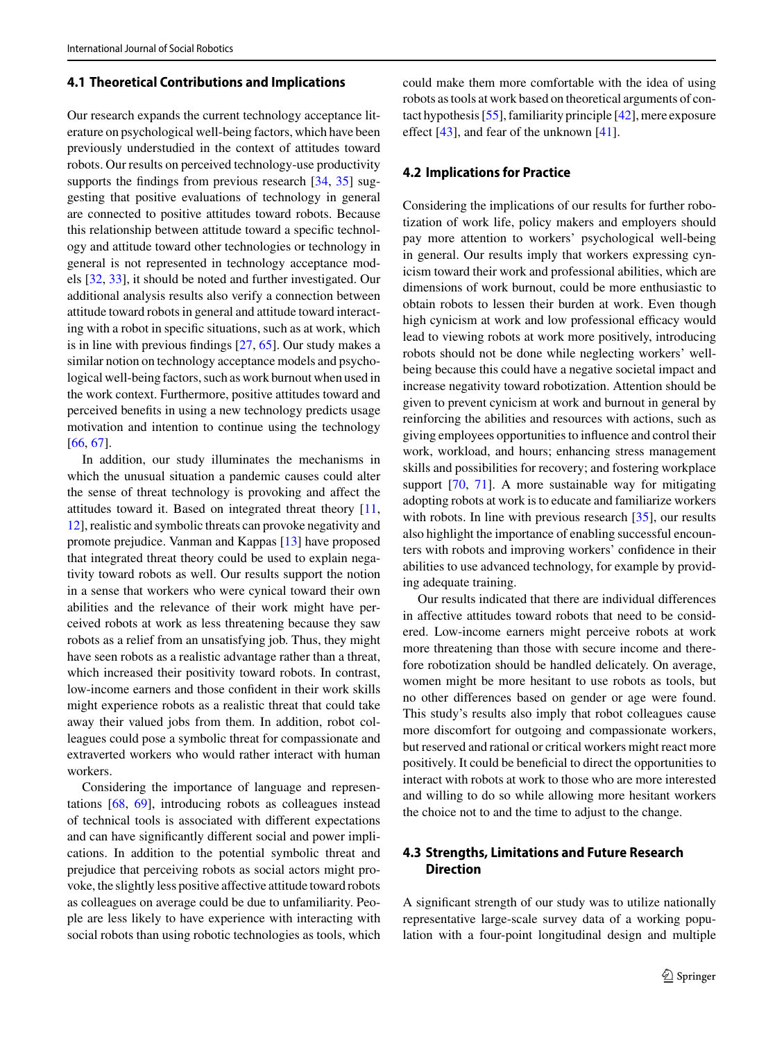### 4.1 Theoretical Contributions and Implications

Our research expands the current technology acceptance literature on psychological well-being factors, which have been previously understudied in the context of attitudes toward robots. Our results on perceived technology-use productivity supports the findings from previous research [34, 35] suggesting that positive evaluations of technology in general are connected to positive attitudes toward robots. Because this relationship between attitude toward a specific technology and attitude toward other technologies or technology in general is not represented in technology acceptance models [32, 33], it should be noted and further investigated. Our additional analysis results also verify a connection between attitude toward robots in general and attitude toward interacting with a robot in specific situations, such as at work, which is in line with previous findings [27, 65]. Our study makes a similar notion on technology acceptance models and psychological well-being factors, such as work burnout when used in the work context. Furthermore, positive attitudes toward and perceived benefits in using a new technology predicts usage motivation and intention to continue using the technology [66, 67].

In addition, our study illuminates the mechanisms in which the unusual situation a pandemic causes could alter the sense of threat technology is provoking and affect the attitudes toward it. Based on integrated threat theory [11, 12], realistic and symbolic threats can provoke negativity and promote prejudice. Vanman and Kappas [13] have proposed that integrated threat theory could be used to explain negativity toward robots as well. Our results support the notion in a sense that workers who were cynical toward their own abilities and the relevance of their work might have perceived robots at work as less threatening because they saw robots as a relief from an unsatisfying job. Thus, they might have seen robots as a realistic advantage rather than a threat, which increased their positivity toward robots. In contrast, low-income earners and those confident in their work skills might experience robots as a realistic threat that could take away their valued jobs from them. In addition, robot colleagues could pose a symbolic threat for compassionate and extraverted workers who would rather interact with human workers.

Considering the importance of language and representations [68, 69], introducing robots as colleagues instead of technical tools is associated with different expectations and can have significantly different social and power implications. In addition to the potential symbolic threat and prejudice that perceiving robots as social actors might provoke, the slightly less positive affective attitude toward robots as colleagues on average could be due to unfamiliarity. People are less likely to have experience with interacting with social robots than using robotic technologies as tools, which could make them more comfortable with the idea of using robots as tools at work based on theoretical arguments of contact hypothesis [55], familiarity principle [42], mere exposure effect [43], and fear of the unknown [41].

### 4.2 Implications for Practice

Considering the implications of our results for further robotization of work life, policy makers and employers should pay more attention to workers' psychological well-being in general. Our results imply that workers expressing cynicism toward their work and professional abilities, which are dimensions of work burnout, could be more enthusiastic to obtain robots to lessen their burden at work. Even though high cynicism at work and low professional efficacy would lead to viewing robots at work more positively, introducing robots should not be done while neglecting workers' well-being because this could have a negative societal impact and increase negativity toward robotization. Attention should be given to prevent cynicism at work and burnout in general by reinforcing the abilities and resources with actions, such as giving employees opportunities to influence and control their work, workload, and hours; enhancing stress management skills and possibilities for recovery; and fostering workplace support [70, 71]. A more sustainable way for mitigating adopting robots at work is to educate and familiarize workers with robots. In line with previous research [35], our results also highlight the importance of enabling successful encounters with robots and improving workers' confidence in their abilities to use advanced technology, for example by providing adequate training.

Our results indicated that there are individual differences in affective attitudes toward robots that need to be considered. Low-income earners might perceive robots at work more threatening than those with secure income and therefore robotization should be handled delicately. On average, women might be more hesitant to use robots as tools, but no other differences based on gender or age were found. This study's results also imply that robot colleagues cause more discomfort for outgoing and compassionate workers, but reserved and rational or critical workers might react more positively. It could be beneficial to direct the opportunities to interact with robots at work to those who are more interested and willing to do so while allowing more hesitant workers the choice not to and the time to adjust to the change.

### 4.3 Strengths, Limitations and Future Research Direction

A significant strength of our study was to utilize nationally representative large-scale survey data of a working population with a four-point longitudinal design and multiple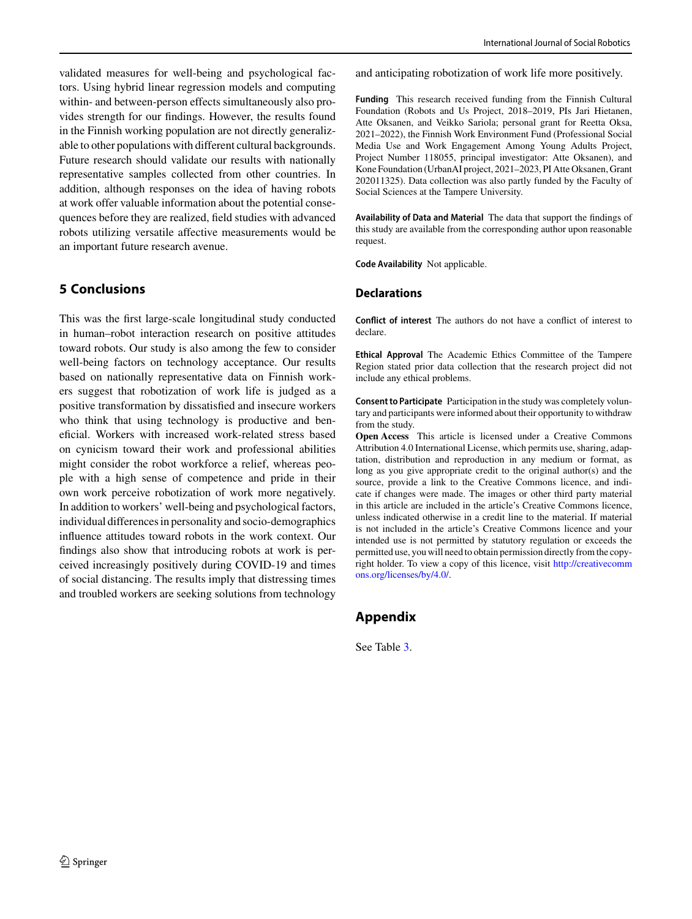validated measures for well-being and psychological factors. Using hybrid linear regression models and computing within- and between-person effects simultaneously also provides strength for our findings. However, the results found in the Finnish working population are not directly generalizable to other populations with different cultural backgrounds. Future research should validate our results with nationally representative samples collected from other countries. In addition, although responses on the idea of having robots at work offer valuable information about the potential consequences before they are realized, field studies with advanced robots utilizing versatile affective measurements would be an important future research avenue.

## 5 Conclusions

This was the first large-scale longitudinal study conducted in human–robot interaction research on positive attitudes toward robots. Our study is also among the few to consider well-being factors on technology acceptance. Our results based on nationally representative data on Finnish workers suggest that robotization of work life is judged as a positive transformation by dissatisfied and insecure workers who think that using technology is productive and beneficial. Workers with increased work-related stress based on cynicism toward their work and professional abilities might consider the robot workforce a relief, whereas people with a high sense of competence and pride in their own work perceive robotization of work more negatively. In addition to workers' well-being and psychological factors, individual differences in personality and socio-demographics influence attitudes toward robots in the work context. Our findings also show that introducing robots at work is perceived increasingly positively during COVID-19 and times of social distancing. The results imply that distressing times and troubled workers are seeking solutions from technology and anticipating robotization of work life more positively.

**Funding** This research received funding from the Finnish Cultural Foundation (Robots and Us Project, 2018–2019, PIs Jari Hietanen, Atte Oksanen, and Veikko Sariola; personal grant for Reetta Oksa, 2021–2022), the Finnish Work Environment Fund (Professional Social Media Use and Work Engagement Among Young Adults Project, Project Number 118055, principal investigator: Atte Oksanen), and Kone Foundation (UrbanAI project, 2021–2023, PI Atte Oksanen, Grant 202011325). Data collection was also partly funded by the Faculty of Social Sciences at the Tampere University.

**Availability of Data and Material** The data that support the findings of this study are available from the corresponding author upon reasonable request.

**Code Availability** Not applicable.

## Declarations

**Conflict of interest** The authors do not have a conflict of interest to declare.

**Ethical Approval** The Academic Ethics Committee of the Tampere Region stated prior data collection that the research project did not include any ethical problems.

**Consent to Participate** Participation in the study was completely voluntary and participants were informed about their opportunity to withdraw from the study.

**Open Access** This article is licensed under a Creative Commons Attribution 4.0 International License, which permits use, sharing, adaptation, distribution and reproduction in any medium or format, as long as you give appropriate credit to the original author(s) and the source, provide a link to the Creative Commons licence, and indicate if changes were made. The images or other third party material in this article are included in the article's Creative Commons licence, unless indicated otherwise in a credit line to the material. If material is not included in the article's Creative Commons licence and your intended use is not permitted by statutory regulation or exceeds the permitted use, you will need to obtain permission directly from the copyright holder. To view a copy of this licence, visit http://creativecommons.org/licenses/by/4.0/.

## Appendix

See Table 3.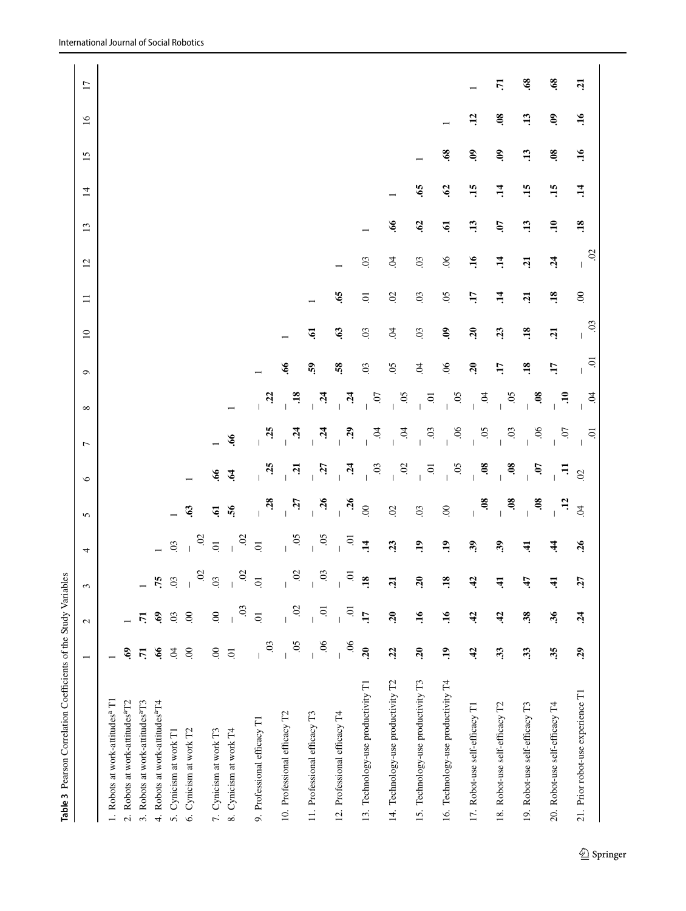**Table 3** Pearson Correlation Coefficients of the Study Variables

| | 1 | 2 | 3 | 4 | 5 | 6 | 7 | 8 | 9 | 10 | 11 | 12 | 13 | 14 | 15 | 16 | 17 |
|---|---|---|---|---|---|---|---|---|---|---|---|---|---|---|---|---|---|
| 1. Robots at work-attitudes[a] T1 | 1 | | | | | | | | | | | | | | | | |
| 2. Robots at work-attitudes[a] T2 | **.69** | 1 | | | | | | | | | | | | | | | |
| 3. Robots at work-attitudes[a] T3 | **.71** | **.71** | 1 | | | | | | | | | | | | | | |
| 4. Robots at work-attitudes[a] T4 | **.66** | **.69** | **.75** | 1 | | | | | | | | | | | | | |
| 5. Cynicism at work T1 | .04 | .03 | .03 | .03 | 1 | | | | | | | | | | | | |
| 6. Cynicism at work T2 | .00 | .00 | –.02 | –.02 | **.63** | 1 | | | | | | | | | | | |
| 7. Cynicism at work T3 | .00 | .00 | .03 | .01 | **.61** | **.66** | 1 | | | | | | | | | | |
| 8. Cynicism at work T4 | .01 | –.03 | –.02 | –.02 | **.56** | **.64** | **.66** | 1 | | | | | | | | | |
| 9. Professional efficacy T1 | –.03 | .01 | .01 | .01 | **–.28** | **–.25** | **–.25** | **–.22** | 1 | | | | | | | | |
| 10. Professional efficacy T2 | –.05 | –.02 | –.02 | –.05 | **–.27** | **–.21** | **–.24** | **–.18** | **.66** | 1 | | | | | | | |
| 11. Professional efficacy T3 | –.06 | –.01 | –.03 | –.05 | **–.26** | **–.27** | **–.24** | **–.24** | **.59** | **.61** | 1 | | | | | | |
| 12. Professional efficacy T4 | –.06 | –.01 | –.01 | –.01 | **–.26** | **–.24** | **–.29** | **–.24** | **.58** | **.63** | **.65** | 1 | | | | | |
| 13. Technology-use productivity T1 | **.20** | **.17** | **.18** | **.14** | .00 | –.03 | –.04 | –.07 | .03 | .03 | .01 | .03 | 1 | | | | |
| 14. Technology-use productivity T2 | **.22** | **.20** | **.21** | **.23** | .02 | –.02 | –.04 | –.05 | .05 | .04 | .02 | .04 | **.66** | 1 | | | |
| 15. Technology-use productivity T3 | **.20** | **.16** | **.20** | **.19** | .03 | –.01 | –.03 | –.01 | .04 | .03 | .03 | .03 | **.62** | **.65** | 1 | | |
| 16. Technology-use productivity T4 | **.19** | **.16** | **.18** | **.19** | .00 | –.05 | –.06 | –.05 | .06 | **.09** | .05 | .06 | **.61** | **.62** | **.68** | 1 | |
| 17. Robot-use self-efficacy T1 | **.42** | **.42** | **.42** | **.39** | **–.08** | **–.08** | –.05 | –.04 | **.20** | **.20** | **.17** | **.16** | **.13** | **.15** | **.09** | **.12** | 1 |
| 18. Robot-use self-efficacy T2 | **.33** | **.42** | **.41** | **.39** | **–.08** | **–.08** | –.03 | –.05 | **.17** | **.23** | **.14** | **.14** | **.07** | **.14** | **.09** | **.08** | **.71** |
| 19. Robot-use self-efficacy T3 | **.33** | **.38** | **.47** | **.41** | **–.08** | **–.07** | –.06 | **–.08** | **.18** | **.18** | **.21** | **.21** | **.13** | **.15** | **.13** | **.13** | **.68** |
| 20. Robot-use self-efficacy T4 | **.35** | **.36** | **.41** | **.44** | **–.12** | **–.11** | –.07 | **–.10** | **.17** | **.21** | **.18** | **.24** | **.10** | **.15** | **.08** | **.09** | **.68** |
| 21. Prior robot-use experience T1 | **.29** | **.24** | **.27** | **.26** | .04 | .02 | –.01 | –.04 | –.01 | –.03 | .00 | –.02 | **.18** | **.14** | **.16** | **.16** | **.21** |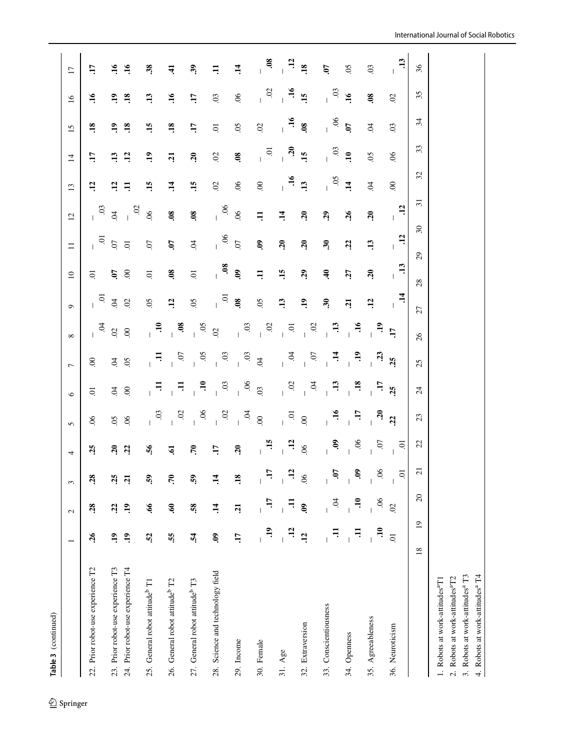**Table 3** (continued)

| | 1 | 2 | 3 | 4 | 5 | 6 | 7 | 8 | 9 | 10 | 11 | 12 | 13 | 14 | 15 | 16 | 17 |
|---|---|---|---|---|---|---|---|---|---|---|---|---|---|---|---|---|---|
| 22. Prior robot-use experience T2 | **.26** | **.28** | **.28** | **.25** | .06 | .01 | .00 | – .04 | – .01 | .01 | – .01 | – .03 | **.12** | **.17** | **.18** | **.16** | **.17** |
| 23. Prior robot-use experience T3 | **.19** | **.22** | **.25** | **.20** | .05 | .04 | .04 | .02 | .04 | **.07** | .07 | .04 | **.12** | **.13** | **.19** | **.19** | **.16** |
| 24. Prior robot-use experience T4 | **.19** | **.19** | **.21** | **.22** | .06 | .00 | .05 | .00 | .02 | .00 | .01 | – .02 | **.11** | **.12** | **.18** | **.18** | **.16** |
| 25. General robot attitude[b] T1 | **.52** | **.66** | **.59** | **.56** | – .03 | – **.11** | – **.11** | – **.10** | .05 | .01 | .07 | .06 | **.15** | **.19** | **.15** | **.13** | **.38** |
| 26. General robot attitude[b] T2 | **.55** | **.60** | **.70** | **.61** | – .02 | – **.11** | – .07 | – **.08** | **.12** | **.08** | **.07** | **.08** | **.14** | **.21** | **.18** | **.16** | **.41** |
| 27. General robot attitude[b] T3 | **.54** | **.58** | **.59** | **.70** | – .06 | – **.10** | – .05 | – .05 | .05 | .01 | .04 | **.08** | **.15** | **.20** | **.17** | **.17** | **.39** |
| 28. Science and technology field | **.09** | **.14** | **.14** | **.17** | – .02 | – .03 | – .03 | .02 | – .01 | – **.08** | – .06 | – .06 | .02 | .02 | .01 | .03 | **.11** |
| 29. Income | **.17** | **.21** | **.18** | **.20** | – .04 | – .06 | – .03 | – .03 | **.08** | **.09** | .07 | .06 | .06 | **.08** | .05 | .06 | **.14** |
| 30. Female | – **.19** | – **.17** | – **.17** | – **.15** | .00 | .03 | .04 | – .02 | .05 | **.11** | **.09** | **.11** | .00 | – .01 | .02 | – .02 | – **.08** |
| 31. Age | – **.12** | – **.11** | – **.12** | – **.12** | – .01 | – .02 | – .04 | – .01 | **.13** | **.15** | **.20** | **.14** | – **.16** | – **.20** | – **.16** | – **.16** | – **.12** |
| 32. Extraversion | **.12** | **.09** | .06 | .06 | .00 | – .04 | – .07 | – .02 | **.19** | **.29** | **.20** | **.20** | **.13** | **.15** | **.08** | **.15** | **.18** |
| 33. Conscientiousness | – **.11** | – .04 | – **.07** | – **.09** | – **.16** | – **.13** | – **.14** | – **.13** | **.30** | **.40** | **.30** | **.29** | – .05 | – .03 | – .06 | – .03 | **.07** |
| 34. Openness | – **.11** | – **.10** | – **.09** | – .06 | – **.17** | – **.18** | – **.19** | – **.16** | **.21** | **.27** | **.22** | **.26** | **.14** | **.10** | **.07** | **.16** | .05 |
| 35. Agreeableness | – **.10** | – .06 | – .06 | – .07 | – **.20** | – **.17** | – **.23** | – **.19** | **.12** | **.20** | **.13** | **.20** | .04 | .05 | .04 | **.08** | .03 |
| 36. Neuroticism | .01 | .02 | – .01 | – .01 | **.22** | **.25** | **.25** | **.17** | – **.14** | – **.13** | – **.12** | – **.12** | .00 | .06 | .03 | .02 | – **.13** |
| 18 | 19 | 20 | 21 | 22 | 23 | 24 | 25 | 26 | 27 | 28 | 29 | 30 | 31 | 32 | 33 | 34 | 35 | 36 |

1. Robots at work-attitudes[a]T1
2. Robots at work-attitudes[a]T2
3. Robots at work-attitudes[a] T3
4. Robots at work-attitudes[a] T4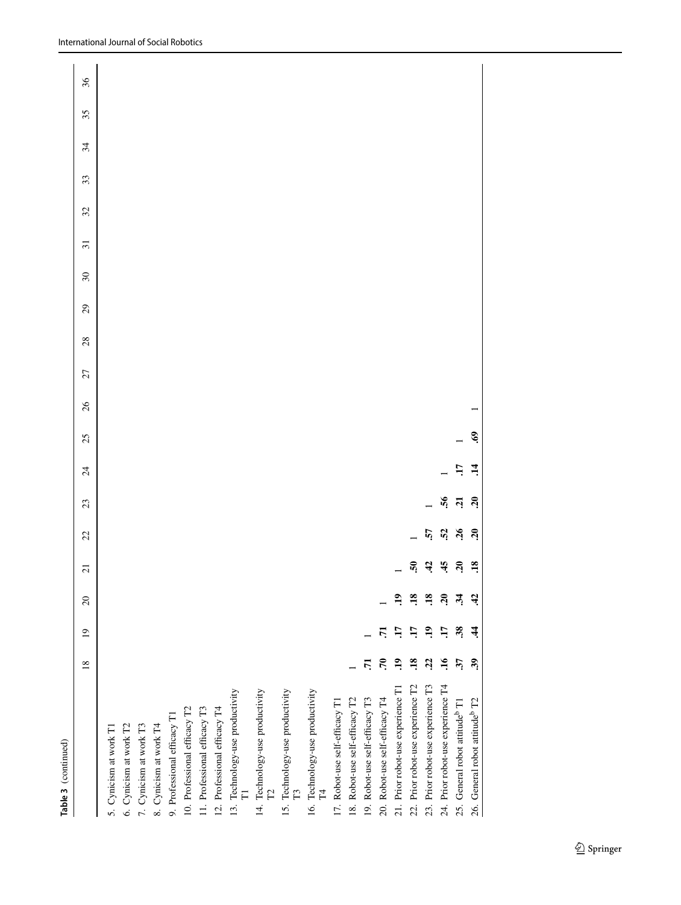**Table 3** (continued)

| | 18 | 19 | 20 | 21 | 22 | 23 | 24 | 25 | 26 | 27 | 28 | 29 | 30 | 31 | 32 | 33 | 34 | 35 | 36 |
|---|---|---|---|---|---|---|---|---|---|---|---|---|---|---|---|---|---|---|---|
| 5. Cynicism at work T1 | | | | | | | | | | | | | | | | | | | |
| 6. Cynicism at work T2 | | | | | | | | | | | | | | | | | | | |
| 7. Cynicism at work T3 | | | | | | | | | | | | | | | | | | | |
| 8. Cynicism at work T4 | | | | | | | | | | | | | | | | | | | |
| 9. Professional efficacy T1 | | | | | | | | | | | | | | | | | | | |
| 10. Professional efficacy T2 | | | | | | | | | | | | | | | | | | | |
| 11. Professional efficacy T3 | | | | | | | | | | | | | | | | | | | |
| 12. Professional efficacy T4 | | | | | | | | | | | | | | | | | | | |
| 13. Technology-use productivity T1 | | | | | | | | | | | | | | | | | | | |
| 14. Technology-use productivity T2 | | | | | | | | | | | | | | | | | | | |
| 15. Technology-use productivity T3 | | | | | | | | | | | | | | | | | | | |
| 16. Technology-use productivity T4 | | | | | | | | | | | | | | | | | | | |
| 17. Robot-use self-efficacy T1 | | | | | | | | | | | | | | | | | | | |
| 18. Robot-use self-efficacy T2 | 1 | | | | | | | | | | | | | | | | | | |
| 19. Robot-use self-efficacy T3 | **.71** | 1 | | | | | | | | | | | | | | | | | |
| 20. Robot-use self-efficacy T4 | **.70** | **.71** | 1 | | | | | | | | | | | | | | | | |
| 21. Prior robot-use experience T1 | **.19** | **.17** | **.19** | 1 | | | | | | | | | | | | | | | |
| 22. Prior robot-use experience T2 | **.18** | **.17** | **.18** | **.50** | 1 | | | | | | | | | | | | | | |
| 23. Prior robot-use experience T3 | **.22** | **.19** | **.18** | **.42** | **.57** | 1 | | | | | | | | | | | | | |
| 24. Prior robot-use experience T4 | **.16** | **.17** | **.20** | **.45** | **.52** | **.56** | 1 | | | | | | | | | | | | |
| 25. General robot attitude[b] T1 | **.37** | **.38** | **.34** | **.20** | **.26** | **.21** | **.17** | 1 | | | | | | | | | | | |
| 26. General robot attitude[b] T2 | **.39** | **.44** | **.42** | **.18** | **.20** | **.20** | **.14** | **.69** | 1 | | | | | | | | | | |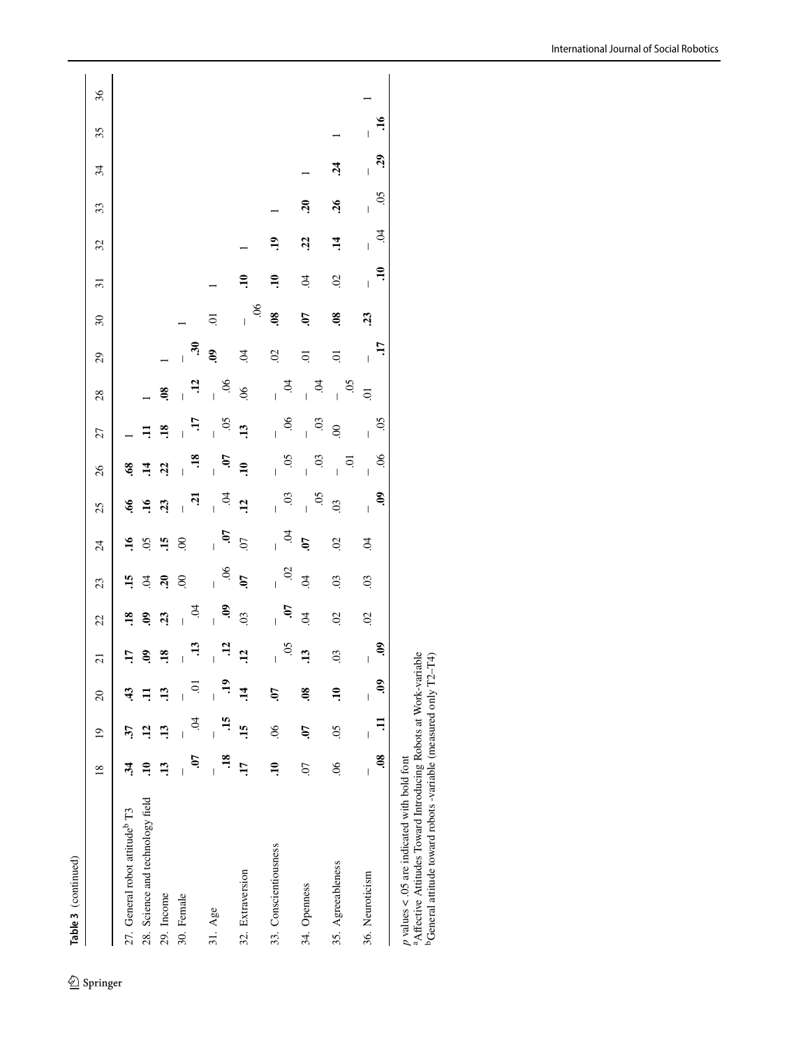**Table 3** (continued)

| | 18 | 19 | 20 | 21 | 22 | 23 | 24 | 25 | 26 | 27 | 28 | 29 | 30 | 31 | 32 | 33 | 34 | 35 | 36 |
|---|---|---|---|---|---|---|---|---|---|---|---|---|---|---|---|---|---|---|---|
| 27. General robot attitude[b] T3 | **.34** | **.37** | **.43** | **.17** | **.18** | **.15** | **.16** | **.66** | **.68** | 1 | | | | | | | | | |
| 28. Science and technology field | **.10** | **.12** | **.11** | **.09** | **.09** | .04 | .05 | **.16** | **.14** | **.11** | 1 | | | | | | | | |
| 29. Income | **.13** | **.13** | **.13** | **.18** | **.23** | **.20** | **.15** | **.23** | **.22** | **.18** | **.08** | 1 | | | | | | | |
| 30. Female | – **.07** | – .04 | – .01 | – **.13** | – .04 | .00 | .00 | – **.21** | – **.18** | – **.17** | – **.12** | – **.30** | 1 | | | | | | |
| 31. Age | – **.18** | – **.15** | – **.19** | – **.12** | – **.09** | – .06 | – **.07** | – .04 | – **.07** | – .05 | – .06 | **.09** | .01 | 1 | | | | | |
| 32. Extraversion | **.17** | **.15** | **.14** | **.12** | .03 | **.07** | .07 | **.12** | **.10** | **.13** | .06 | .04 | – .06 | **.10** | 1 | | | | |
| 33. Conscientiousness | **.10** | .06 | **.07** | – .05 | – **.07** | – .02 | – .04 | – .03 | – .05 | – .06 | – .04 | .02 | **.08** | **.10** | **.19** | 1 | | | |
| 34. Openness | .07 | **.07** | **.08** | **.13** | .04 | .04 | **.07** | – .05 | – .03 | – .03 | – .04 | .01 | **.07** | .04 | **.22** | **.20** | 1 | | |
| 35. Agreeableness | .06 | .05 | **.10** | .03 | .02 | .03 | .02 | .03 | – .01 | .00 | – .05 | .01 | **.08** | .02 | **.14** | **.26** | **.24** | 1 | |
| 36. Neuroticism | – **.08** | – **.11** | – **.09** | – **.09** | .02 | .03 | .04 | – **.09** | – .06 | – .05 | .01 | – **.17** | **.23** | – **.10** | – .04 | – .05 | – **.29** | – **.16** | 1 |

*p* values < .05 are indicated with bold font

[a]Affective Attitudes Toward Introducing Robots at Work-variable

[b]General attitude toward robots -variable (measured only T2–T4)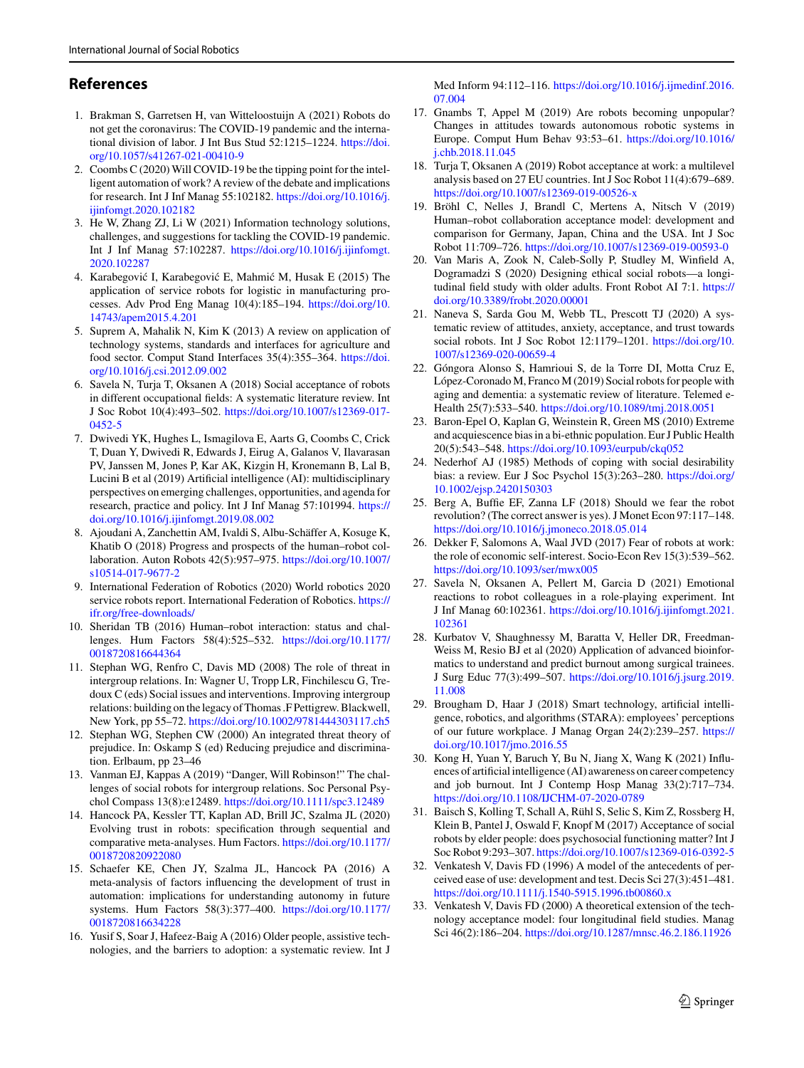## References

1. Brakman S, Garretsen H, van Witteloostuijn A (2021) Robots do not get the coronavirus: The COVID-19 pandemic and the international division of labor. J Int Bus Stud 52:1215–1224. https://doi.org/10.1057/s41267-021-00410-9
2. Coombs C (2020) Will COVID-19 be the tipping point for the intelligent automation of work? A review of the debate and implications for research. Int J Inf Manag 55:102182. https://doi.org/10.1016/j.ijinfomgt.2020.102182
3. He W, Zhang ZJ, Li W (2021) Information technology solutions, challenges, and suggestions for tackling the COVID-19 pandemic. Int J Inf Manag 57:102287. https://doi.org/10.1016/j.ijinfomgt.2020.102287
4. Karabegović I, Karabegović E, Mahmić M, Husak E (2015) The application of service robots for logistic in manufacturing processes. Adv Prod Eng Manag 10(4):185–194. https://doi.org/10.14743/apem2015.4.201
5. Suprem A, Mahalik N, Kim K (2013) A review on application of technology systems, standards and interfaces for agriculture and food sector. Comput Stand Interfaces 35(4):355–364. https://doi.org/10.1016/j.csi.2012.09.002
6. Savela N, Turja T, Oksanen A (2018) Social acceptance of robots in different occupational fields: A systematic literature review. Int J Soc Robot 10(4):493–502. https://doi.org/10.1007/s12369-017-0452-5
7. Dwivedi YK, Hughes L, Ismagilova E, Aarts G, Coombs C, Crick T, Duan Y, Dwivedi R, Edwards J, Eirug A, Galanos V, Ilavarasan PV, Janssen M, Jones P, Kar AK, Kizgin H, Kronemann B, Lal B, Lucini B et al (2019) Artificial intelligence (AI): multidisciplinary perspectives on emerging challenges, opportunities, and agenda for research, practice and policy. Int J Inf Manag 57:101994. https://doi.org/10.1016/j.ijinfomgt.2019.08.002
8. Ajoudani A, Zanchettin AM, Ivaldi S, Albu-Schäffer A, Kosuge K, Khatib O (2018) Progress and prospects of the human–robot collaboration. Auton Robots 42(5):957–975. https://doi.org/10.1007/s10514-017-9677-2
9. International Federation of Robotics (2020) World robotics 2020 service robots report. International Federation of Robotics. https://ifr.org/free-downloads/
10. Sheridan TB (2016) Human–robot interaction: status and challenges. Hum Factors 58(4):525–532. https://doi.org/10.1177/0018720816644364
11. Stephan WG, Renfro C, Davis MD (2008) The role of threat in intergroup relations. In: Wagner U, Tropp LR, Finchilescu G, Tredoux C (eds) Social issues and interventions. Improving intergroup relations: building on the legacy of Thomas .F Pettigrew. Blackwell, New York, pp 55–72. https://doi.org/10.1002/9781444303117.ch5
12. Stephan WG, Stephen CW (2000) An integrated threat theory of prejudice. In: Oskamp S (ed) Reducing prejudice and discrimination. Erlbaum, pp 23–46
13. Vanman EJ, Kappas A (2019) "Danger, Will Robinson!" The challenges of social robots for intergroup relations. Soc Personal Psychol Compass 13(8):e12489. https://doi.org/10.1111/spc3.12489
14. Hancock PA, Kessler TT, Kaplan AD, Brill JC, Szalma JL (2020) Evolving trust in robots: specification through sequential and comparative meta-analyses. Hum Factors. https://doi.org/10.1177/0018720820922080
15. Schaefer KE, Chen JY, Szalma JL, Hancock PA (2016) A meta-analysis of factors influencing the development of trust in automation: implications for understanding autonomy in future systems. Hum Factors 58(3):377–400. https://doi.org/10.1177/0018720816634228
16. Yusif S, Soar J, Hafeez-Baig A (2016) Older people, assistive technologies, and the barriers to adoption: a systematic review. Int J Med Inform 94:112–116. https://doi.org/10.1016/j.ijmedinf.2016.07.004
17. Gnambs T, Appel M (2019) Are robots becoming unpopular? Changes in attitudes towards autonomous robotic systems in Europe. Comput Hum Behav 93:53–61. https://doi.org/10.1016/j.chb.2018.11.045
18. Turja T, Oksanen A (2019) Robot acceptance at work: a multilevel analysis based on 27 EU countries. Int J Soc Robot 11(4):679–689. https://doi.org/10.1007/s12369-019-00526-x
19. Bröhl C, Nelles J, Brandl C, Mertens A, Nitsch V (2019) Human–robot collaboration acceptance model: development and comparison for Germany, Japan, China and the USA. Int J Soc Robot 11:709–726. https://doi.org/10.1007/s12369-019-00593-0
20. Van Maris A, Zook N, Caleb-Solly P, Studley M, Winfield A, Dogramadzi S (2020) Designing ethical social robots—a longitudinal field study with older adults. Front Robot AI 7:1. https://doi.org/10.3389/frobt.2020.00001
21. Naneva S, Sarda Gou M, Webb TL, Prescott TJ (2020) A systematic review of attitudes, anxiety, acceptance, and trust towards social robots. Int J Soc Robot 12:1179–1201. https://doi.org/10.1007/s12369-020-00659-4
22. Góngora Alonso S, Hamrioui S, de la Torre DI, Motta Cruz E, López-Coronado M, Franco M (2019) Social robots for people with aging and dementia: a systematic review of literature. Telemed e-Health 25(7):533–540. https://doi.org/10.1089/tmj.2018.0051
23. Baron-Epel O, Kaplan G, Weinstein R, Green MS (2010) Extreme and acquiescence bias in a bi-ethnic population. Eur J Public Health 20(5):543–548. https://doi.org/10.1093/eurpub/ckq052
24. Nederhof AJ (1985) Methods of coping with social desirability bias: a review. Eur J Soc Psychol 15(3):263–280. https://doi.org/10.1002/ejsp.2420150303
25. Berg A, Buffie EF, Zanna LF (2018) Should we fear the robot revolution? (The correct answer is yes). J Monet Econ 97:117–148. https://doi.org/10.1016/j.jmoneco.2018.05.014
26. Dekker F, Salomons A, Waal JVD (2017) Fear of robots at work: the role of economic self-interest. Socio-Econ Rev 15(3):539–562. https://doi.org/10.1093/ser/mwx005
27. Savela N, Oksanen A, Pellert M, Garcia D (2021) Emotional reactions to robot colleagues in a role-playing experiment. Int J Inf Manag 60:102361. https://doi.org/10.1016/j.ijinfomgt.2021.102361
28. Kurbatov V, Shaughnessy M, Baratta V, Heller DR, Freedman-Weiss M, Resio BJ et al (2020) Application of advanced bioinformatics to understand and predict burnout among surgical trainees. J Surg Educ 77(3):499–507. https://doi.org/10.1016/j.jsurg.2019.11.008
29. Brougham D, Haar J (2018) Smart technology, artificial intelligence, robotics, and algorithms (STARA): employees' perceptions of our future workplace. J Manag Organ 24(2):239–257. https://doi.org/10.1017/jmo.2016.55
30. Kong H, Yuan Y, Baruch Y, Bu N, Jiang X, Wang K (2021) Influences of artificial intelligence (AI) awareness on career competency and job burnout. Int J Contemp Hosp Manag 33(2):717–734. https://doi.org/10.1108/IJCHM-07-2020-0789
31. Baisch S, Kolling T, Schall A, Rühl S, Selic S, Kim Z, Rossberg H, Klein B, Pantel J, Oswald F, Knopf M (2017) Acceptance of social robots by elder people: does psychosocial functioning matter? Int J Soc Robot 9:293–307. https://doi.org/10.1007/s12369-016-0392-5
32. Venkatesh V, Davis FD (1996) A model of the antecedents of perceived ease of use: development and test. Decis Sci 27(3):451–481. https://doi.org/10.1111/j.1540-5915.1996.tb00860.x
33. Venkatesh V, Davis FD (2000) A theoretical extension of the technology acceptance model: four longitudinal field studies. Manag Sci 46(2):186–204. https://doi.org/10.1287/mnsc.46.2.186.11926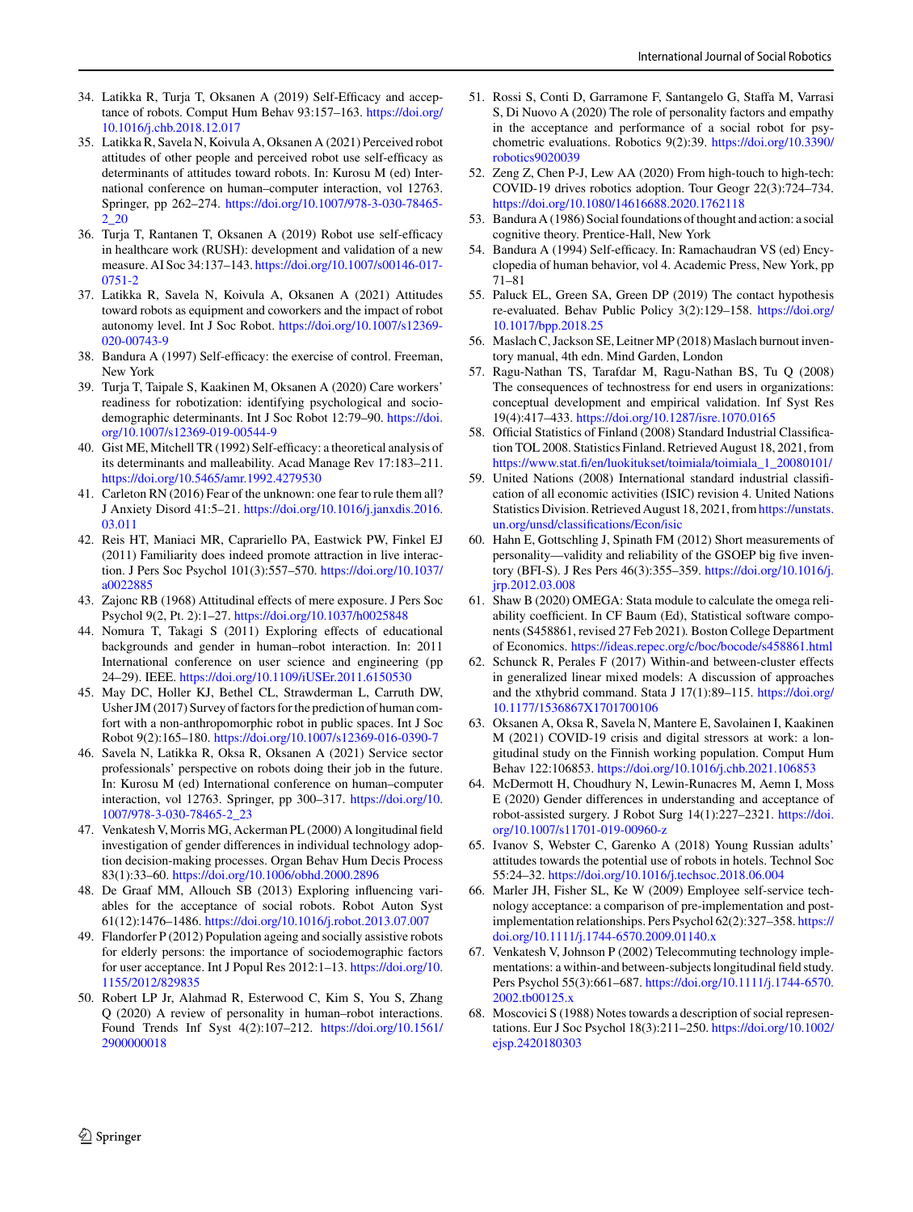34. Latikka R, Turja T, Oksanen A (2019) Self-Efficacy and acceptance of robots. Comput Hum Behav 93:157–163. https://doi.org/10.1016/j.chb.2018.12.017
35. Latikka R, Savela N, Koivula A, Oksanen A (2021) Perceived robot attitudes of other people and perceived robot use self-efficacy as determinants of attitudes toward robots. In: Kurosu M (ed) International conference on human–computer interaction, vol 12763. Springer, pp 262–274. https://doi.org/10.1007/978-3-030-78465-2_20
36. Turja T, Rantanen T, Oksanen A (2019) Robot use self-efficacy in healthcare work (RUSH): development and validation of a new measure. AI Soc 34:137–143. https://doi.org/10.1007/s00146-017-0751-2
37. Latikka R, Savela N, Koivula A, Oksanen A (2021) Attitudes toward robots as equipment and coworkers and the impact of robot autonomy level. Int J Soc Robot. https://doi.org/10.1007/s12369-020-00743-9
38. Bandura A (1997) Self-efficacy: the exercise of control. Freeman, New York
39. Turja T, Taipale S, Kaakinen M, Oksanen A (2020) Care workers' readiness for robotization: identifying psychological and socio-demographic determinants. Int J Soc Robot 12:79–90. https://doi.org/10.1007/s12369-019-00544-9
40. Gist ME, Mitchell TR (1992) Self-efficacy: a theoretical analysis of its determinants and malleability. Acad Manage Rev 17:183–211. https://doi.org/10.5465/amr.1992.4279530
41. Carleton RN (2016) Fear of the unknown: one fear to rule them all? J Anxiety Disord 41:5–21. https://doi.org/10.1016/j.janxdis.2016.03.011
42. Reis HT, Maniaci MR, Caprariello PA, Eastwick PW, Finkel EJ (2011) Familiarity does indeed promote attraction in live interaction. J Pers Soc Psychol 101(3):557–570. https://doi.org/10.1037/a0022885
43. Zajonc RB (1968) Attitudinal effects of mere exposure. J Pers Soc Psychol 9(2, Pt. 2):1–27. https://doi.org/10.1037/h0025848
44. Nomura T, Takagi S (2011) Exploring effects of educational backgrounds and gender in human–robot interaction. In: 2011 International conference on user science and engineering (pp 24–29). IEEE. https://doi.org/10.1109/iUSEr.2011.6150530
45. May DC, Holler KJ, Bethel CL, Strawderman L, Carruth DW, Usher JM (2017) Survey of factors for the prediction of human comfort with a non-anthropomorphic robot in public spaces. Int J Soc Robot 9(2):165–180. https://doi.org/10.1007/s12369-016-0390-7
46. Savela N, Latikka R, Oksa R, Oksanen A (2021) Service sector professionals' perspective on robots doing their job in the future. In: Kurosu M (ed) International conference on human–computer interaction, vol 12763. Springer, pp 300–317. https://doi.org/10.1007/978-3-030-78465-2_23
47. Venkatesh V, Morris MG, Ackerman PL (2000) A longitudinal field investigation of gender differences in individual technology adoption decision-making processes. Organ Behav Hum Decis Process 83(1):33–60. https://doi.org/10.1006/obhd.2000.2896
48. De Graaf MM, Allouch SB (2013) Exploring influencing variables for the acceptance of social robots. Robot Auton Syst 61(12):1476–1486. https://doi.org/10.1016/j.robot.2013.07.007
49. Flandorfer P (2012) Population ageing and socially assistive robots for elderly persons: the importance of sociodemographic factors for user acceptance. Int J Popul Res 2012:1–13. https://doi.org/10.1155/2012/829835
50. Robert LP Jr, Alahmad R, Esterwood C, Kim S, You S, Zhang Q (2020) A review of personality in human–robot interactions. Found Trends Inf Syst 4(2):107–212. https://doi.org/10.1561/2900000018
51. Rossi S, Conti D, Garramone F, Santangelo G, Staffa M, Varrasi S, Di Nuovo A (2020) The role of personality factors and empathy in the acceptance and performance of a social robot for psychometric evaluations. Robotics 9(2):39. https://doi.org/10.3390/robotics9020039
52. Zeng Z, Chen P-J, Lew AA (2020) From high-touch to high-tech: COVID-19 drives robotics adoption. Tour Geogr 22(3):724–734. https://doi.org/10.1080/14616688.2020.1762118
53. Bandura A (1986) Social foundations of thought and action: a social cognitive theory. Prentice-Hall, New York
54. Bandura A (1994) Self-efficacy. In: Ramachaudran VS (ed) Encyclopedia of human behavior, vol 4. Academic Press, New York, pp 71–81
55. Paluck EL, Green SA, Green DP (2019) The contact hypothesis re-evaluated. Behav Public Policy 3(2):129–158. https://doi.org/10.1017/bpp.2018.25
56. Maslach C, Jackson SE, Leitner MP (2018) Maslach burnout inventory manual, 4th edn. Mind Garden, London
57. Ragu-Nathan TS, Tarafdar M, Ragu-Nathan BS, Tu Q (2008) The consequences of technostress for end users in organizations: conceptual development and empirical validation. Inf Syst Res 19(4):417–433. https://doi.org/10.1287/isre.1070.0165
58. Official Statistics of Finland (2008) Standard Industrial Classification TOL 2008. Statistics Finland. Retrieved August 18, 2021, from https://www.stat.fi/en/luokitukset/toimiala/toimiala_1_20080101/
59. United Nations (2008) International standard industrial classification of all economic activities (ISIC) revision 4. United Nations Statistics Division. Retrieved August 18, 2021, from https://unstats.un.org/unsd/classifications/Econ/isic
60. Hahn E, Gottschling J, Spinath FM (2012) Short measurements of personality—validity and reliability of the GSOEP big five inventory (BFI-S). J Res Pers 46(3):355–359. https://doi.org/10.1016/j.jrp.2012.03.008
61. Shaw B (2020) OMEGA: Stata module to calculate the omega reliability coefficient. In CF Baum (Ed), Statistical software components (S458861, revised 27 Feb 2021). Boston College Department of Economics. https://ideas.repec.org/c/boc/bocode/s458861.html
62. Schunck R, Perales F (2017) Within-and between-cluster effects in generalized linear mixed models: A discussion of approaches and the xthybrid command. Stata J 17(1):89–115. https://doi.org/10.1177/1536867X1701700106
63. Oksanen A, Oksa R, Savela N, Mantere E, Savolainen I, Kaakinen M (2021) COVID-19 crisis and digital stressors at work: a longitudinal study on the Finnish working population. Comput Hum Behav 122:106853. https://doi.org/10.1016/j.chb.2021.106853
64. McDermott H, Choudhury N, Lewin-Runacres M, Aemn I, Moss E (2020) Gender differences in understanding and acceptance of robot-assisted surgery. J Robot Surg 14(1):227–2321. https://doi.org/10.1007/s11701-019-00960-z
65. Ivanov S, Webster C, Garenko A (2018) Young Russian adults' attitudes towards the potential use of robots in hotels. Technol Soc 55:24–32. https://doi.org/10.1016/j.techsoc.2018.06.004
66. Marler JH, Fisher SL, Ke W (2009) Employee self-service technology acceptance: a comparison of pre-implementation and post-implementation relationships. Pers Psychol 62(2):327–358. https://doi.org/10.1111/j.1744-6570.2009.01140.x
67. Venkatesh V, Johnson P (2002) Telecommuting technology implementations: a within-and between-subjects longitudinal field study. Pers Psychol 55(3):661–687. https://doi.org/10.1111/j.1744-6570.2002.tb00125.x
68. Moscovici S (1988) Notes towards a description of social representations. Eur J Soc Psychol 18(3):211–250. https://doi.org/10.1002/ejsp.2420180303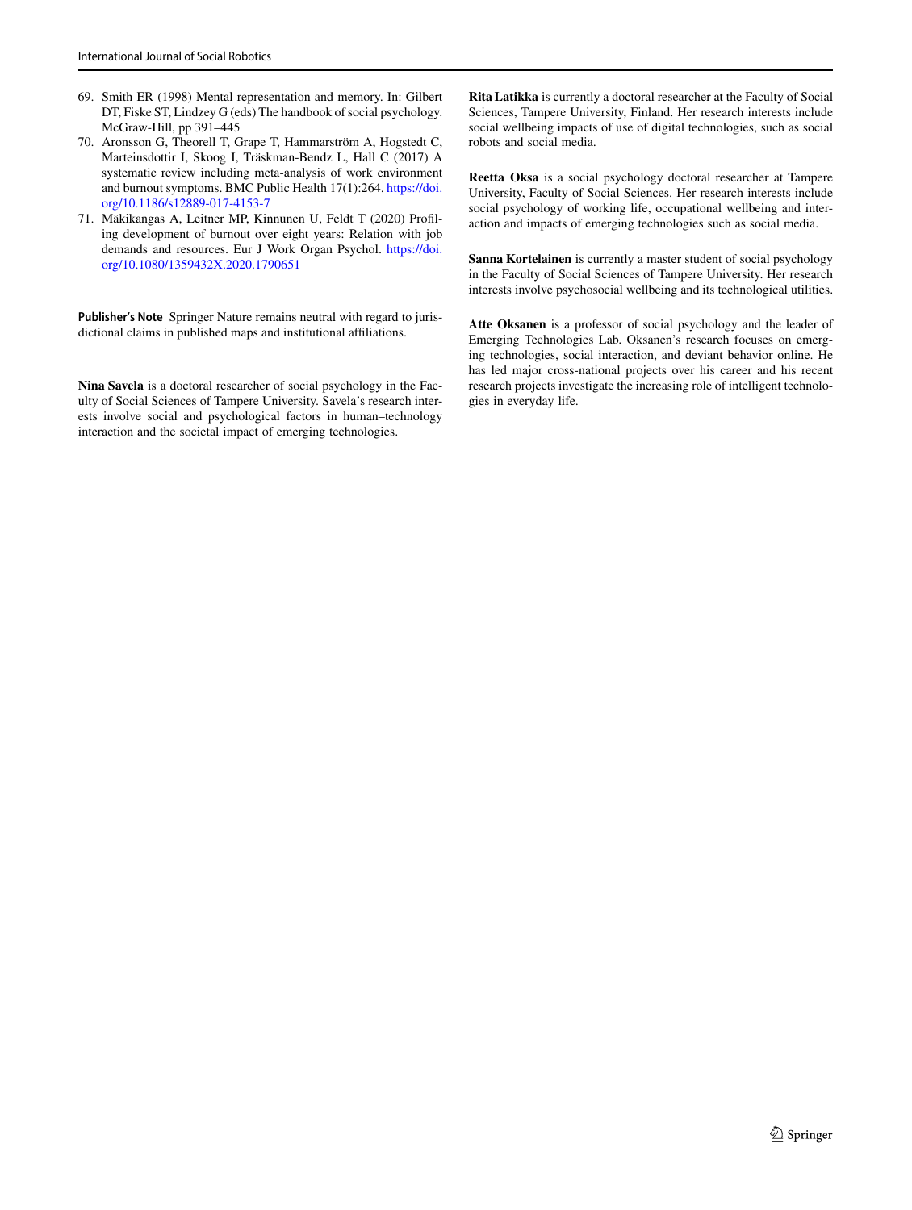69. Smith ER (1998) Mental representation and memory. In: Gilbert DT, Fiske ST, Lindzey G (eds) The handbook of social psychology. McGraw-Hill, pp 391–445
70. Aronsson G, Theorell T, Grape T, Hammarström A, Hogstedt C, Marteinsdottir I, Skoog I, Träskman-Bendz L, Hall C (2017) A systematic review including meta-analysis of work environment and burnout symptoms. BMC Public Health 17(1):264. https://doi.org/10.1186/s12889-017-4153-7
71. Mäkikangas A, Leitner MP, Kinnunen U, Feldt T (2020) Profiling development of burnout over eight years: Relation with job demands and resources. Eur J Work Organ Psychol. https://doi.org/10.1080/1359432X.2020.1790651

**Publisher's Note** Springer Nature remains neutral with regard to jurisdictional claims in published maps and institutional affiliations.

**Nina Savela** is a doctoral researcher of social psychology in the Faculty of Social Sciences of Tampere University. Savela's research interests involve social and psychological factors in human–technology interaction and the societal impact of emerging technologies.

**Rita Latikka** is currently a doctoral researcher at the Faculty of Social Sciences, Tampere University, Finland. Her research interests include social wellbeing impacts of use of digital technologies, such as social robots and social media.

**Reetta Oksa** is a social psychology doctoral researcher at Tampere University, Faculty of Social Sciences. Her research interests include social psychology of working life, occupational wellbeing and interaction and impacts of emerging technologies such as social media.

**Sanna Kortelainen** is currently a master student of social psychology in the Faculty of Social Sciences of Tampere University. Her research interests involve psychosocial wellbeing and its technological utilities.

**Atte Oksanen** is a professor of social psychology and the leader of Emerging Technologies Lab. Oksanen's research focuses on emerging technologies, social interaction, and deviant behavior online. He has led major cross-national projects over his career and his recent research projects investigate the increasing role of intelligent technologies in everyday life.